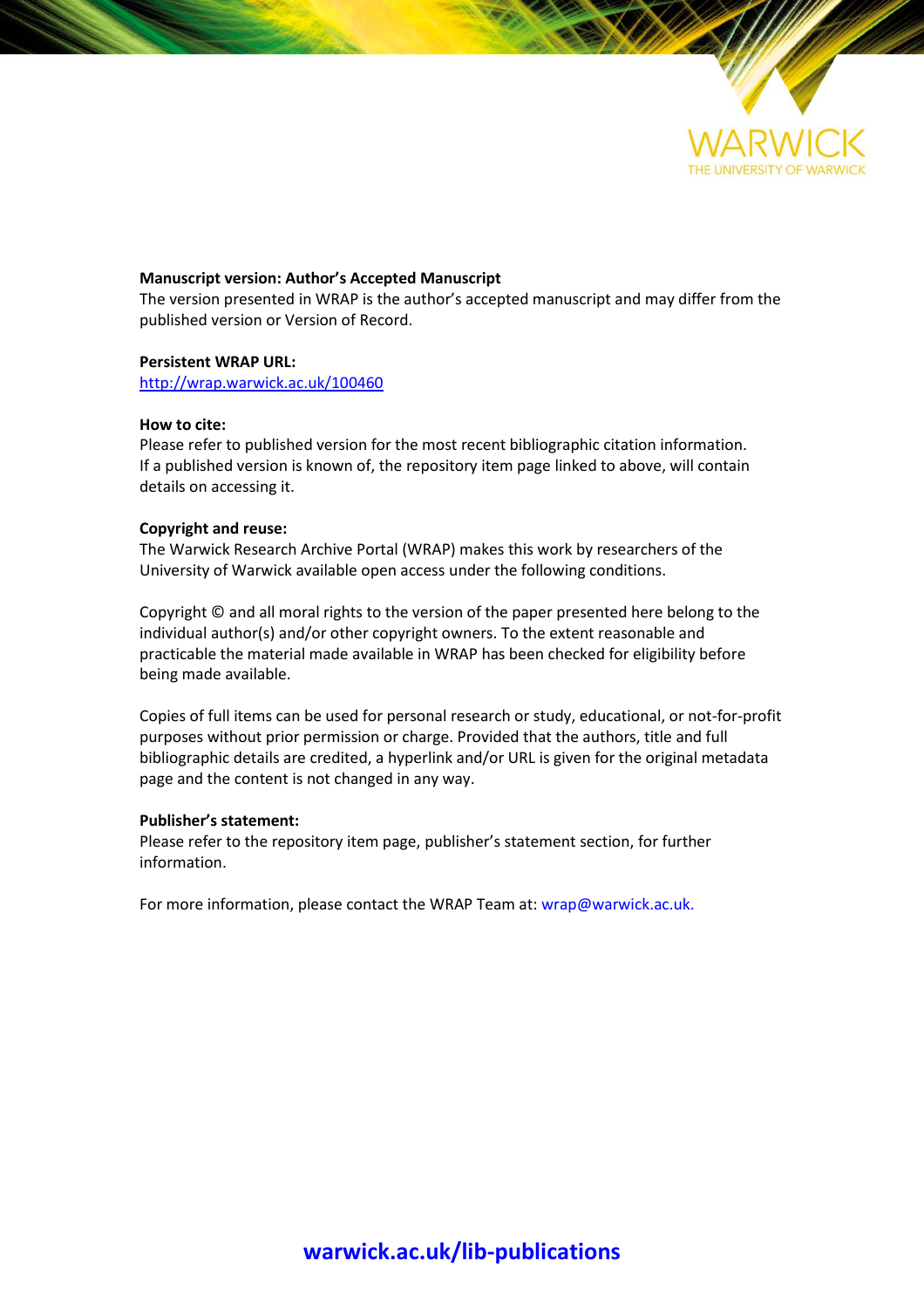WARWICK
THE UNIVERSITY OF WARWICK

**Manuscript version: Author's Accepted Manuscript**
The version presented in WRAP is the author's accepted manuscript and may differ from the published version or Version of Record.

**Persistent WRAP URL:**
http://wrap.warwick.ac.uk/100460

**How to cite:**
Please refer to published version for the most recent bibliographic citation information. If a published version is known of, the repository item page linked to above, will contain details on accessing it.

**Copyright and reuse:**
The Warwick Research Archive Portal (WRAP) makes this work by researchers of the University of Warwick available open access under the following conditions.

Copyright © and all moral rights to the version of the paper presented here belong to the individual author(s) and/or other copyright owners. To the extent reasonable and practicable the material made available in WRAP has been checked for eligibility before being made available.

Copies of full items can be used for personal research or study, educational, or not-for-profit purposes without prior permission or charge. Provided that the authors, title and full bibliographic details are credited, a hyperlink and/or URL is given for the original metadata page and the content is not changed in any way.

**Publisher's statement:**
Please refer to the repository item page, publisher's statement section, for further information.

For more information, please contact the WRAP Team at: wrap@warwick.ac.uk.

**warwick.ac.uk/lib-publications**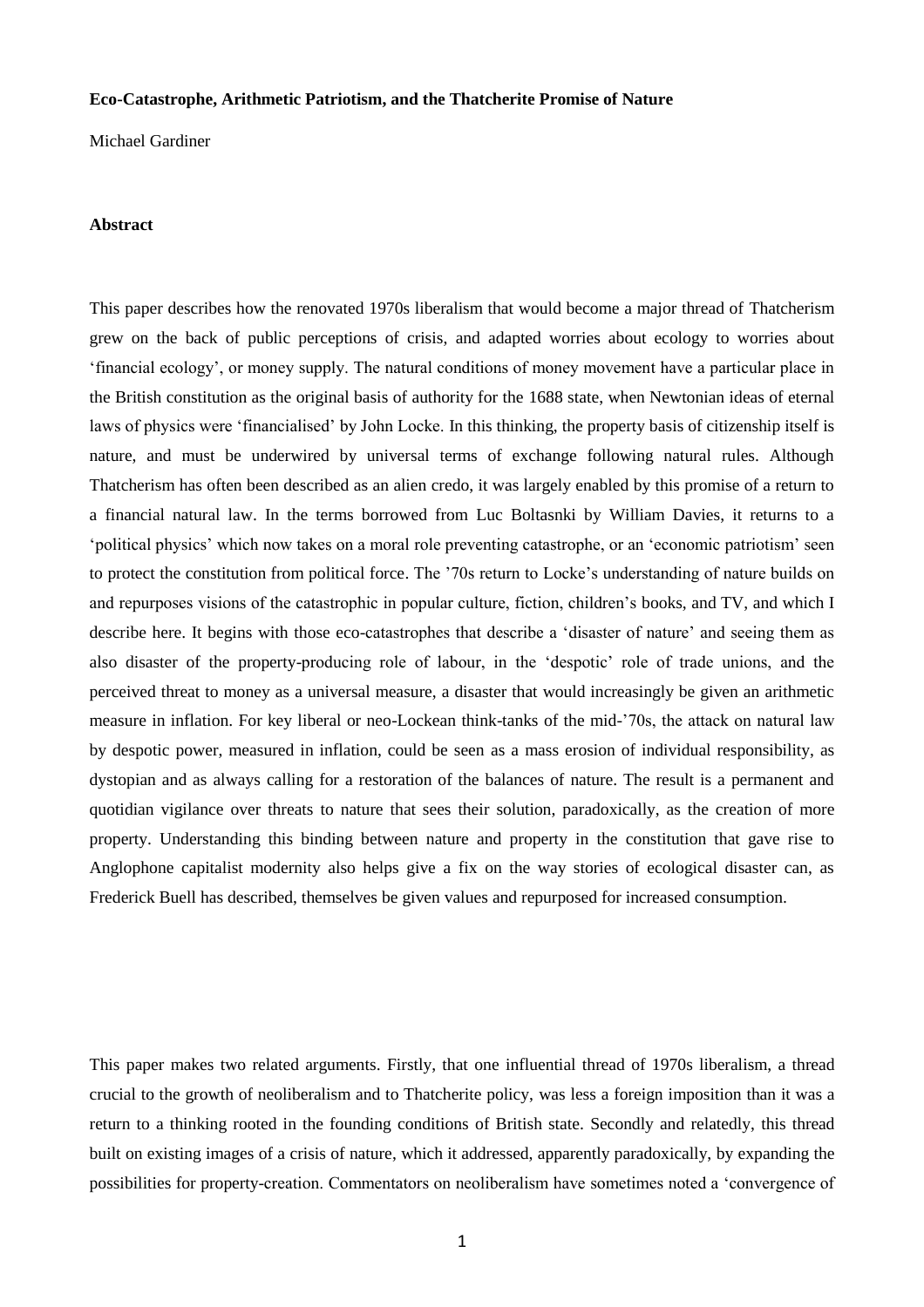**Eco-Catastrophe, Arithmetic Patriotism, and the Thatcherite Promise of Nature**

Michael Gardiner

**Abstract**

This paper describes how the renovated 1970s liberalism that would become a major thread of Thatcherism grew on the back of public perceptions of crisis, and adapted worries about ecology to worries about 'financial ecology', or money supply. The natural conditions of money movement have a particular place in the British constitution as the original basis of authority for the 1688 state, when Newtonian ideas of eternal laws of physics were 'financialised' by John Locke. In this thinking, the property basis of citizenship itself is nature, and must be underwired by universal terms of exchange following natural rules. Although Thatcherism has often been described as an alien credo, it was largely enabled by this promise of a return to a financial natural law. In the terms borrowed from Luc Boltasnki by William Davies, it returns to a 'political physics' which now takes on a moral role preventing catastrophe, or an 'economic patriotism' seen to protect the constitution from political force. The '70s return to Locke's understanding of nature builds on and repurposes visions of the catastrophic in popular culture, fiction, children's books, and TV, and which I describe here. It begins with those eco-catastrophes that describe a 'disaster of nature' and seeing them as also disaster of the property-producing role of labour, in the 'despotic' role of trade unions, and the perceived threat to money as a universal measure, a disaster that would increasingly be given an arithmetic measure in inflation. For key liberal or neo-Lockean think-tanks of the mid-'70s, the attack on natural law by despotic power, measured in inflation, could be seen as a mass erosion of individual responsibility, as dystopian and as always calling for a restoration of the balances of nature. The result is a permanent and quotidian vigilance over threats to nature that sees their solution, paradoxically, as the creation of more property. Understanding this binding between nature and property in the constitution that gave rise to Anglophone capitalist modernity also helps give a fix on the way stories of ecological disaster can, as Frederick Buell has described, themselves be given values and repurposed for increased consumption.

This paper makes two related arguments. Firstly, that one influential thread of 1970s liberalism, a thread crucial to the growth of neoliberalism and to Thatcherite policy, was less a foreign imposition than it was a return to a thinking rooted in the founding conditions of British state. Secondly and relatedly, this thread built on existing images of a crisis of nature, which it addressed, apparently paradoxically, by expanding the possibilities for property-creation. Commentators on neoliberalism have sometimes noted a 'convergence of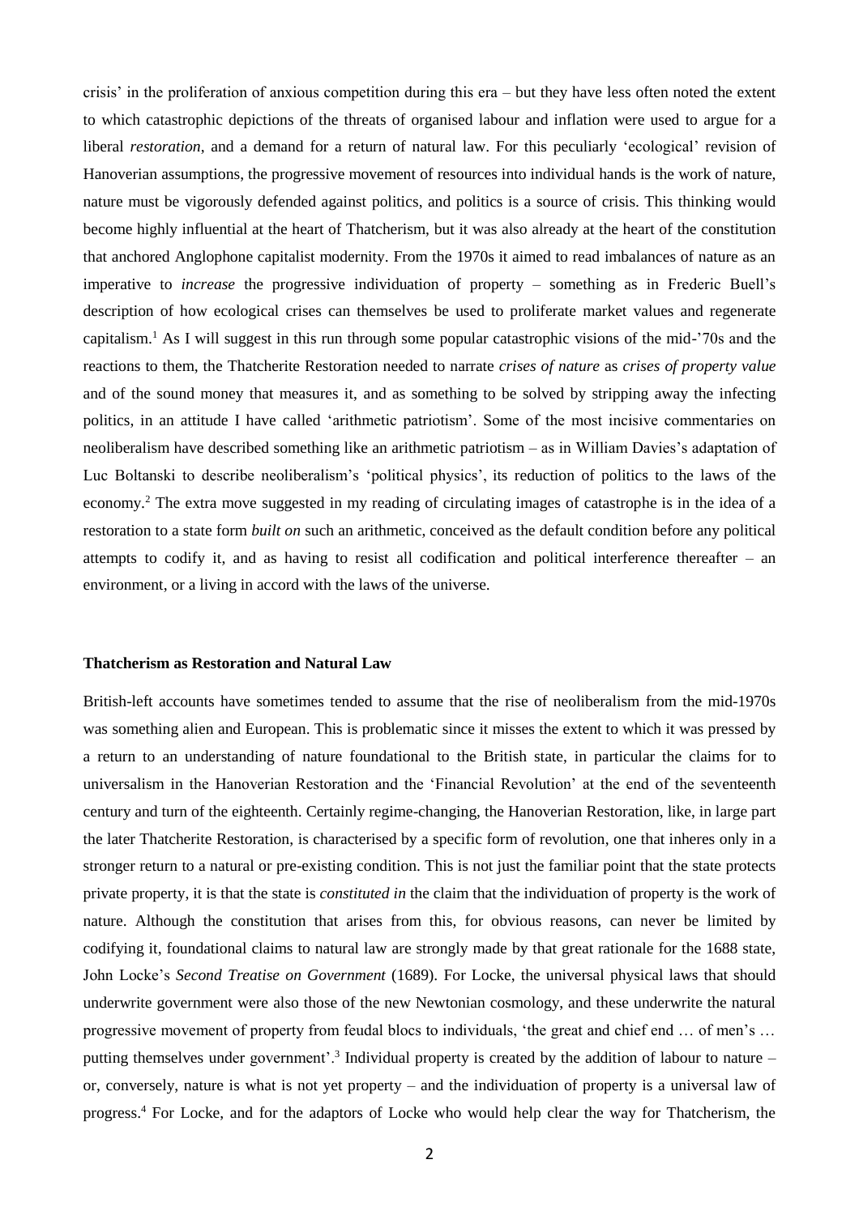crisis' in the proliferation of anxious competition during this era – but they have less often noted the extent to which catastrophic depictions of the threats of organised labour and inflation were used to argue for a liberal *restoration*, and a demand for a return of natural law. For this peculiarly 'ecological' revision of Hanoverian assumptions, the progressive movement of resources into individual hands is the work of nature, nature must be vigorously defended against politics, and politics is a source of crisis. This thinking would become highly influential at the heart of Thatcherism, but it was also already at the heart of the constitution that anchored Anglophone capitalist modernity. From the 1970s it aimed to read imbalances of nature as an imperative to *increase* the progressive individuation of property – something as in Frederic Buell's description of how ecological crises can themselves be used to proliferate market values and regenerate capitalism.[1] As I will suggest in this run through some popular catastrophic visions of the mid-'70s and the reactions to them, the Thatcherite Restoration needed to narrate *crises of nature* as *crises of property value* and of the sound money that measures it, and as something to be solved by stripping away the infecting politics, in an attitude I have called 'arithmetic patriotism'. Some of the most incisive commentaries on neoliberalism have described something like an arithmetic patriotism – as in William Davies's adaptation of Luc Boltanski to describe neoliberalism's 'political physics', its reduction of politics to the laws of the economy.[2] The extra move suggested in my reading of circulating images of catastrophe is in the idea of a restoration to a state form *built on* such an arithmetic, conceived as the default condition before any political attempts to codify it, and as having to resist all codification and political interference thereafter – an environment, or a living in accord with the laws of the universe.

**Thatcherism as Restoration and Natural Law**

British-left accounts have sometimes tended to assume that the rise of neoliberalism from the mid-1970s was something alien and European. This is problematic since it misses the extent to which it was pressed by a return to an understanding of nature foundational to the British state, in particular the claims for to universalism in the Hanoverian Restoration and the 'Financial Revolution' at the end of the seventeenth century and turn of the eighteenth. Certainly regime-changing, the Hanoverian Restoration, like, in large part the later Thatcherite Restoration, is characterised by a specific form of revolution, one that inheres only in a stronger return to a natural or pre-existing condition. This is not just the familiar point that the state protects private property, it is that the state is *constituted in* the claim that the individuation of property is the work of nature. Although the constitution that arises from this, for obvious reasons, can never be limited by codifying it, foundational claims to natural law are strongly made by that great rationale for the 1688 state, John Locke's *Second Treatise on Government* (1689). For Locke, the universal physical laws that should underwrite government were also those of the new Newtonian cosmology, and these underwrite the natural progressive movement of property from feudal blocs to individuals, 'the great and chief end … of men's … putting themselves under government'.[3] Individual property is created by the addition of labour to nature – or, conversely, nature is what is not yet property – and the individuation of property is a universal law of progress.[4] For Locke, and for the adaptors of Locke who would help clear the way for Thatcherism, the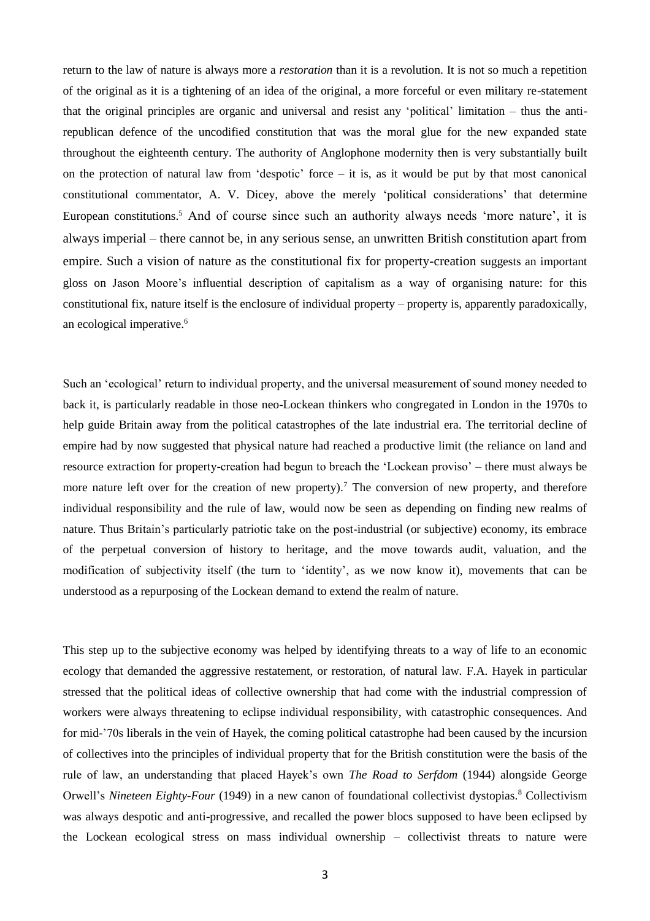return to the law of nature is always more a *restoration* than it is a revolution. It is not so much a repetition of the original as it is a tightening of an idea of the original, a more forceful or even military re-statement that the original principles are organic and universal and resist any 'political' limitation – thus the anti-republican defence of the uncodified constitution that was the moral glue for the new expanded state throughout the eighteenth century. The authority of Anglophone modernity then is very substantially built on the protection of natural law from 'despotic' force – it is, as it would be put by that most canonical constitutional commentator, A. V. Dicey, above the merely 'political considerations' that determine European constitutions.[5] And of course since such an authority always needs 'more nature', it is always imperial – there cannot be, in any serious sense, an unwritten British constitution apart from empire. Such a vision of nature as the constitutional fix for property-creation suggests an important gloss on Jason Moore's influential description of capitalism as a way of organising nature: for this constitutional fix, nature itself is the enclosure of individual property – property is, apparently paradoxically, an ecological imperative.[6]

Such an 'ecological' return to individual property, and the universal measurement of sound money needed to back it, is particularly readable in those neo-Lockean thinkers who congregated in London in the 1970s to help guide Britain away from the political catastrophes of the late industrial era. The territorial decline of empire had by now suggested that physical nature had reached a productive limit (the reliance on land and resource extraction for property-creation had begun to breach the 'Lockean proviso' – there must always be more nature left over for the creation of new property).[7] The conversion of new property, and therefore individual responsibility and the rule of law, would now be seen as depending on finding new realms of nature. Thus Britain's particularly patriotic take on the post-industrial (or subjective) economy, its embrace of the perpetual conversion of history to heritage, and the move towards audit, valuation, and the modification of subjectivity itself (the turn to 'identity', as we now know it), movements that can be understood as a repurposing of the Lockean demand to extend the realm of nature.

This step up to the subjective economy was helped by identifying threats to a way of life to an economic ecology that demanded the aggressive restatement, or restoration, of natural law. F.A. Hayek in particular stressed that the political ideas of collective ownership that had come with the industrial compression of workers were always threatening to eclipse individual responsibility, with catastrophic consequences. And for mid-'70s liberals in the vein of Hayek, the coming political catastrophe had been caused by the incursion of collectives into the principles of individual property that for the British constitution were the basis of the rule of law, an understanding that placed Hayek's own *The Road to Serfdom* (1944) alongside George Orwell's *Nineteen Eighty-Four* (1949) in a new canon of foundational collectivist dystopias.[8] Collectivism was always despotic and anti-progressive, and recalled the power blocs supposed to have been eclipsed by the Lockean ecological stress on mass individual ownership – collectivist threats to nature were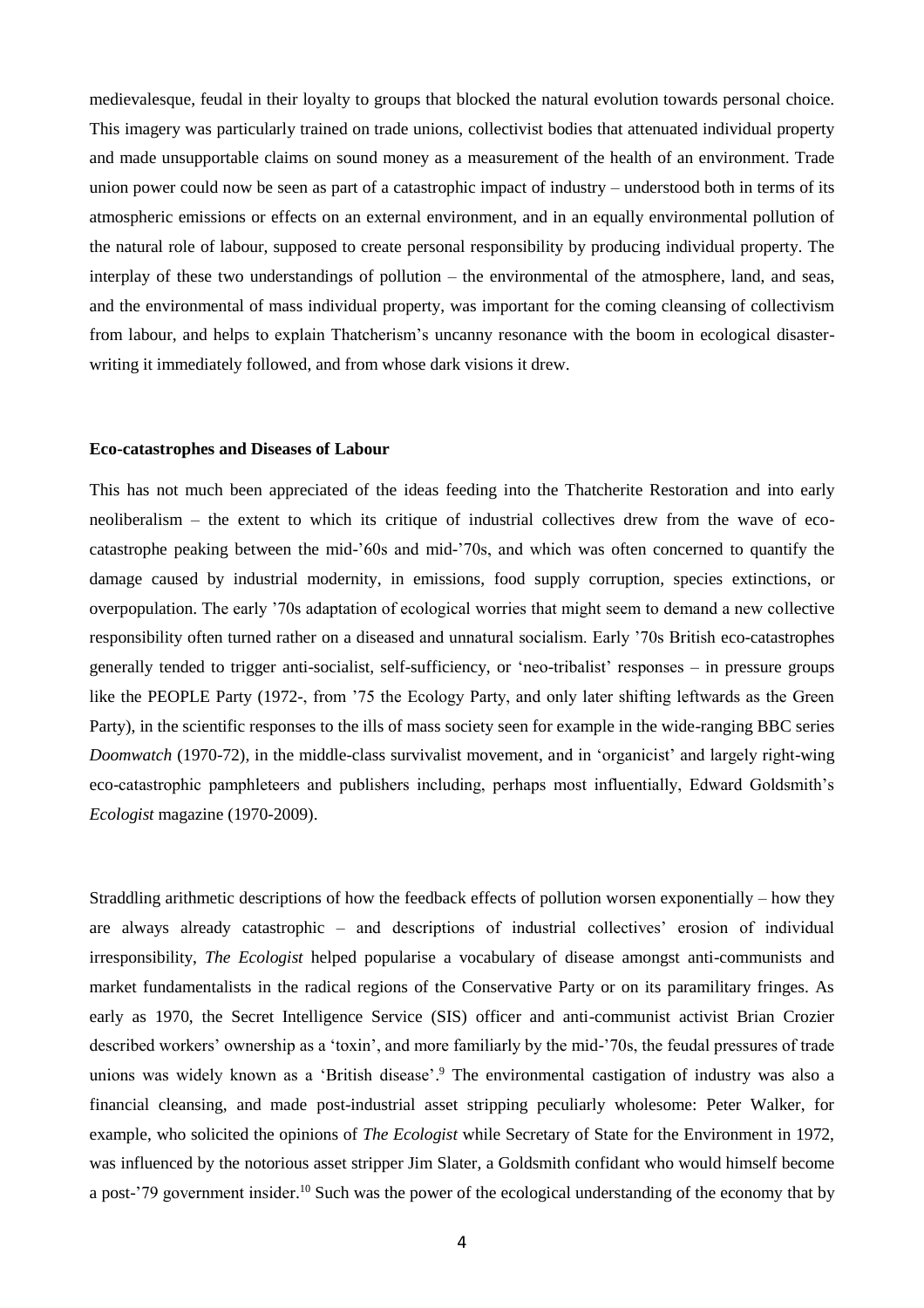medievalesque, feudal in their loyalty to groups that blocked the natural evolution towards personal choice. This imagery was particularly trained on trade unions, collectivist bodies that attenuated individual property and made unsupportable claims on sound money as a measurement of the health of an environment. Trade union power could now be seen as part of a catastrophic impact of industry – understood both in terms of its atmospheric emissions or effects on an external environment, and in an equally environmental pollution of the natural role of labour, supposed to create personal responsibility by producing individual property. The interplay of these two understandings of pollution – the environmental of the atmosphere, land, and seas, and the environmental of mass individual property, was important for the coming cleansing of collectivism from labour, and helps to explain Thatcherism's uncanny resonance with the boom in ecological disaster-writing it immediately followed, and from whose dark visions it drew.

**Eco-catastrophes and Diseases of Labour**

This has not much been appreciated of the ideas feeding into the Thatcherite Restoration and into early neoliberalism – the extent to which its critique of industrial collectives drew from the wave of eco-catastrophe peaking between the mid-'60s and mid-'70s, and which was often concerned to quantify the damage caused by industrial modernity, in emissions, food supply corruption, species extinctions, or overpopulation. The early '70s adaptation of ecological worries that might seem to demand a new collective responsibility often turned rather on a diseased and unnatural socialism. Early '70s British eco-catastrophes generally tended to trigger anti-socialist, self-sufficiency, or 'neo-tribalist' responses – in pressure groups like the PEOPLE Party (1972-, from '75 the Ecology Party, and only later shifting leftwards as the Green Party), in the scientific responses to the ills of mass society seen for example in the wide-ranging BBC series *Doomwatch* (1970-72), in the middle-class survivalist movement, and in 'organicist' and largely right-wing eco-catastrophic pamphleteers and publishers including, perhaps most influentially, Edward Goldsmith's *Ecologist* magazine (1970-2009).

Straddling arithmetic descriptions of how the feedback effects of pollution worsen exponentially – how they are always already catastrophic – and descriptions of industrial collectives' erosion of individual irresponsibility, *The Ecologist* helped popularise a vocabulary of disease amongst anti-communists and market fundamentalists in the radical regions of the Conservative Party or on its paramilitary fringes. As early as 1970, the Secret Intelligence Service (SIS) officer and anti-communist activist Brian Crozier described workers' ownership as a 'toxin', and more familiarly by the mid-'70s, the feudal pressures of trade unions was widely known as a 'British disease'.[9] The environmental castigation of industry was also a financial cleansing, and made post-industrial asset stripping peculiarly wholesome: Peter Walker, for example, who solicited the opinions of *The Ecologist* while Secretary of State for the Environment in 1972, was influenced by the notorious asset stripper Jim Slater, a Goldsmith confidant who would himself become a post-'79 government insider.[10] Such was the power of the ecological understanding of the economy that by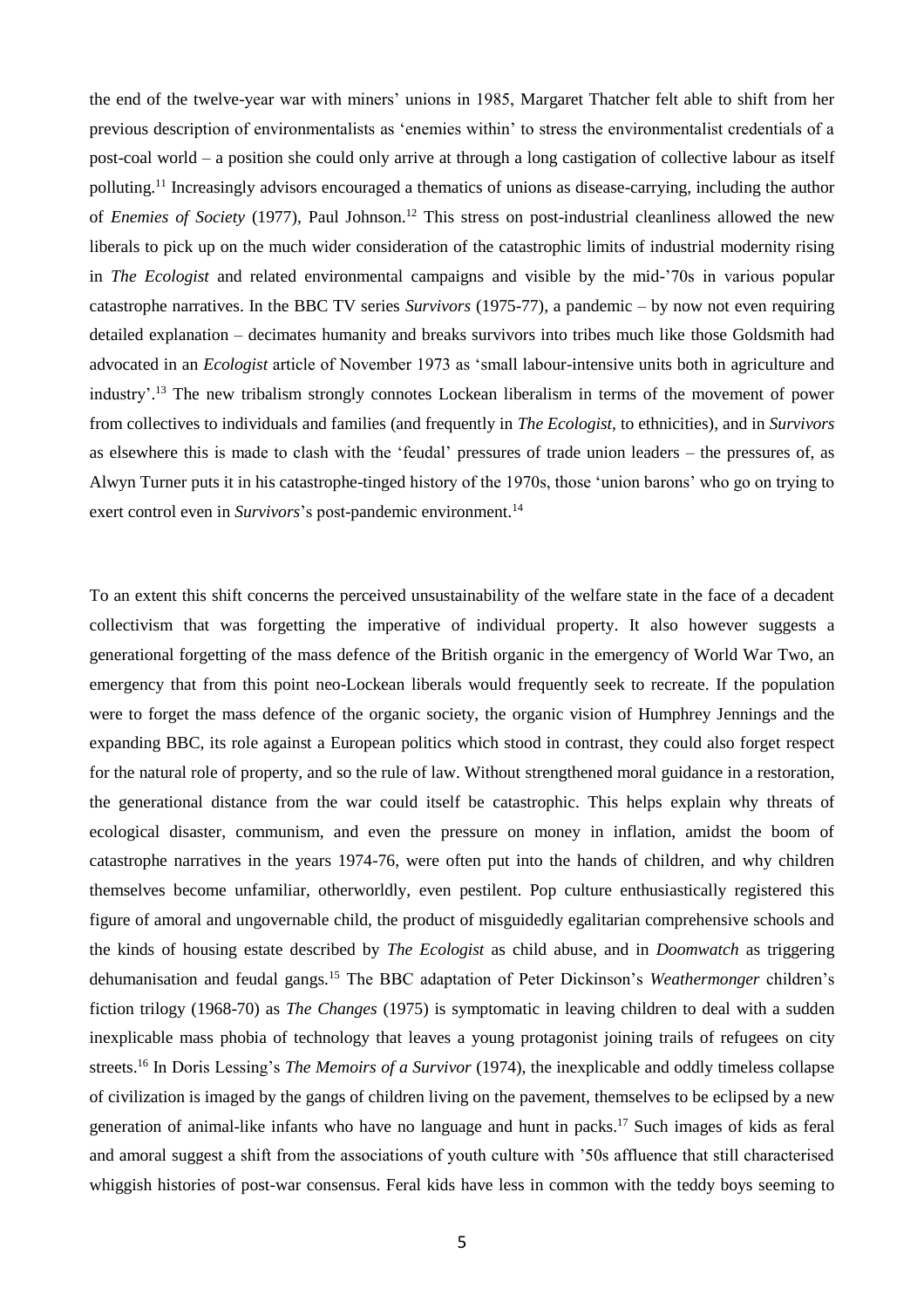the end of the twelve-year war with miners' unions in 1985, Margaret Thatcher felt able to shift from her previous description of environmentalists as 'enemies within' to stress the environmentalist credentials of a post-coal world – a position she could only arrive at through a long castigation of collective labour as itself polluting.[11] Increasingly advisors encouraged a thematics of unions as disease-carrying, including the author of *Enemies of Society* (1977), Paul Johnson.[12] This stress on post-industrial cleanliness allowed the new liberals to pick up on the much wider consideration of the catastrophic limits of industrial modernity rising in *The Ecologist* and related environmental campaigns and visible by the mid-'70s in various popular catastrophe narratives. In the BBC TV series *Survivors* (1975-77), a pandemic – by now not even requiring detailed explanation – decimates humanity and breaks survivors into tribes much like those Goldsmith had advocated in an *Ecologist* article of November 1973 as 'small labour-intensive units both in agriculture and industry'.[13] The new tribalism strongly connotes Lockean liberalism in terms of the movement of power from collectives to individuals and families (and frequently in *The Ecologist*, to ethnicities), and in *Survivors* as elsewhere this is made to clash with the 'feudal' pressures of trade union leaders – the pressures of, as Alwyn Turner puts it in his catastrophe-tinged history of the 1970s, those 'union barons' who go on trying to exert control even in *Survivors*'s post-pandemic environment.[14]

To an extent this shift concerns the perceived unsustainability of the welfare state in the face of a decadent collectivism that was forgetting the imperative of individual property. It also however suggests a generational forgetting of the mass defence of the British organic in the emergency of World War Two, an emergency that from this point neo-Lockean liberals would frequently seek to recreate. If the population were to forget the mass defence of the organic society, the organic vision of Humphrey Jennings and the expanding BBC, its role against a European politics which stood in contrast, they could also forget respect for the natural role of property, and so the rule of law. Without strengthened moral guidance in a restoration, the generational distance from the war could itself be catastrophic. This helps explain why threats of ecological disaster, communism, and even the pressure on money in inflation, amidst the boom of catastrophe narratives in the years 1974-76, were often put into the hands of children, and why children themselves become unfamiliar, otherworldly, even pestilent. Pop culture enthusiastically registered this figure of amoral and ungovernable child, the product of misguidedly egalitarian comprehensive schools and the kinds of housing estate described by *The Ecologist* as child abuse, and in *Doomwatch* as triggering dehumanisation and feudal gangs.[15] The BBC adaptation of Peter Dickinson's *Weathermonger* children's fiction trilogy (1968-70) as *The Changes* (1975) is symptomatic in leaving children to deal with a sudden inexplicable mass phobia of technology that leaves a young protagonist joining trails of refugees on city streets.[16] In Doris Lessing's *The Memoirs of a Survivor* (1974), the inexplicable and oddly timeless collapse of civilization is imaged by the gangs of children living on the pavement, themselves to be eclipsed by a new generation of animal-like infants who have no language and hunt in packs.[17] Such images of kids as feral and amoral suggest a shift from the associations of youth culture with '50s affluence that still characterised whiggish histories of post-war consensus. Feral kids have less in common with the teddy boys seeming to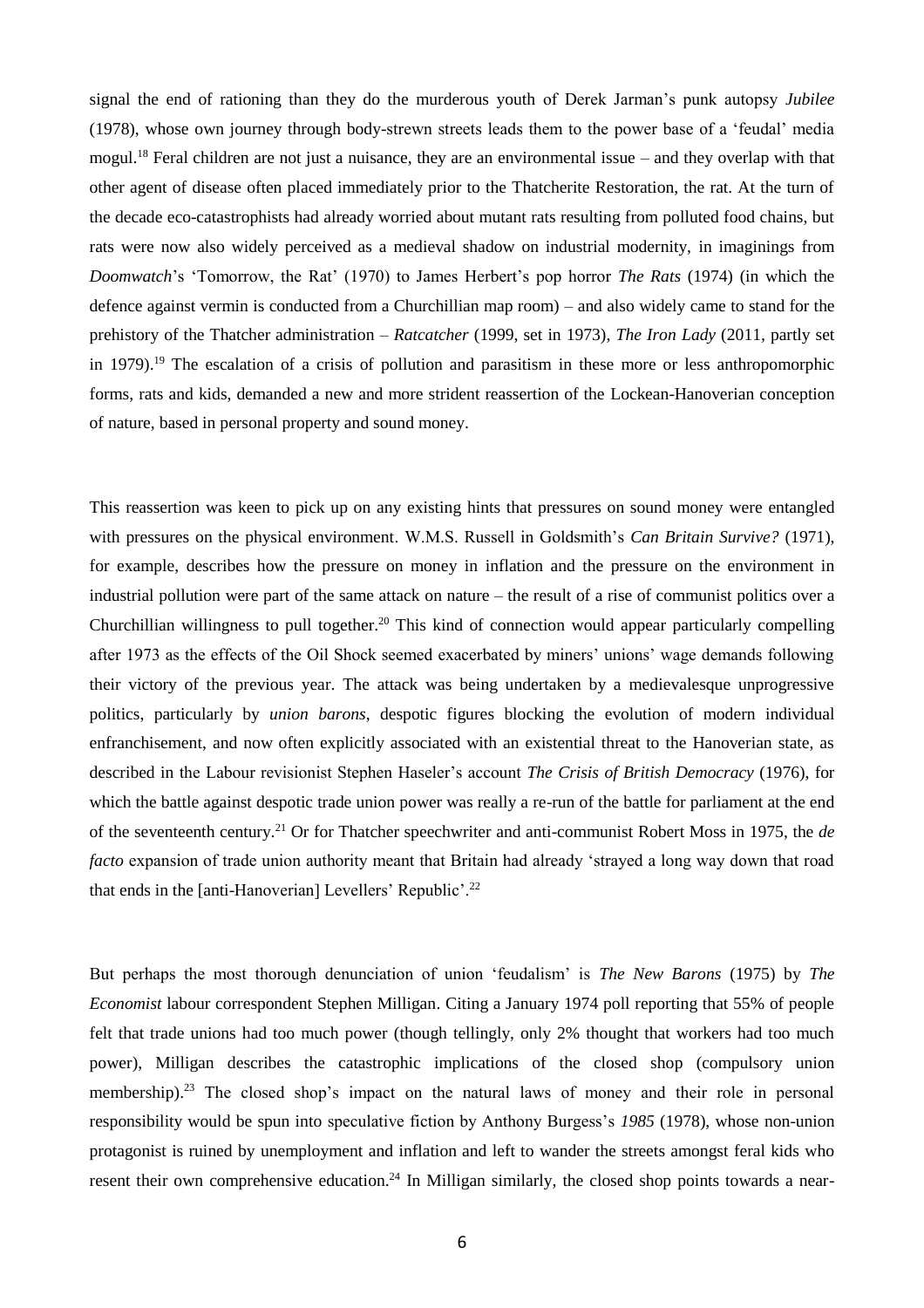signal the end of rationing than they do the murderous youth of Derek Jarman's punk autopsy *Jubilee* (1978), whose own journey through body-strewn streets leads them to the power base of a 'feudal' media mogul.[18] Feral children are not just a nuisance, they are an environmental issue – and they overlap with that other agent of disease often placed immediately prior to the Thatcherite Restoration, the rat. At the turn of the decade eco-catastrophists had already worried about mutant rats resulting from polluted food chains, but rats were now also widely perceived as a medieval shadow on industrial modernity, in imaginings from *Doomwatch*'s 'Tomorrow, the Rat' (1970) to James Herbert's pop horror *The Rats* (1974) (in which the defence against vermin is conducted from a Churchillian map room) – and also widely came to stand for the prehistory of the Thatcher administration – *Ratcatcher* (1999, set in 1973), *The Iron Lady* (2011, partly set in 1979).[19] The escalation of a crisis of pollution and parasitism in these more or less anthropomorphic forms, rats and kids, demanded a new and more strident reassertion of the Lockean-Hanoverian conception of nature, based in personal property and sound money.

This reassertion was keen to pick up on any existing hints that pressures on sound money were entangled with pressures on the physical environment. W.M.S. Russell in Goldsmith's *Can Britain Survive?* (1971), for example, describes how the pressure on money in inflation and the pressure on the environment in industrial pollution were part of the same attack on nature – the result of a rise of communist politics over a Churchillian willingness to pull together.[20] This kind of connection would appear particularly compelling after 1973 as the effects of the Oil Shock seemed exacerbated by miners' unions' wage demands following their victory of the previous year. The attack was being undertaken by a medievalesque unprogressive politics, particularly by *union barons*, despotic figures blocking the evolution of modern individual enfranchisement, and now often explicitly associated with an existential threat to the Hanoverian state, as described in the Labour revisionist Stephen Haseler's account *The Crisis of British Democracy* (1976), for which the battle against despotic trade union power was really a re-run of the battle for parliament at the end of the seventeenth century.[21] Or for Thatcher speechwriter and anti-communist Robert Moss in 1975, the *de facto* expansion of trade union authority meant that Britain had already 'strayed a long way down that road that ends in the [anti-Hanoverian] Levellers' Republic'.[22]

But perhaps the most thorough denunciation of union 'feudalism' is *The New Barons* (1975) by *The Economist* labour correspondent Stephen Milligan. Citing a January 1974 poll reporting that 55% of people felt that trade unions had too much power (though tellingly, only 2% thought that workers had too much power), Milligan describes the catastrophic implications of the closed shop (compulsory union membership).[23] The closed shop's impact on the natural laws of money and their role in personal responsibility would be spun into speculative fiction by Anthony Burgess's *1985* (1978), whose non-union protagonist is ruined by unemployment and inflation and left to wander the streets amongst feral kids who resent their own comprehensive education.[24] In Milligan similarly, the closed shop points towards a near-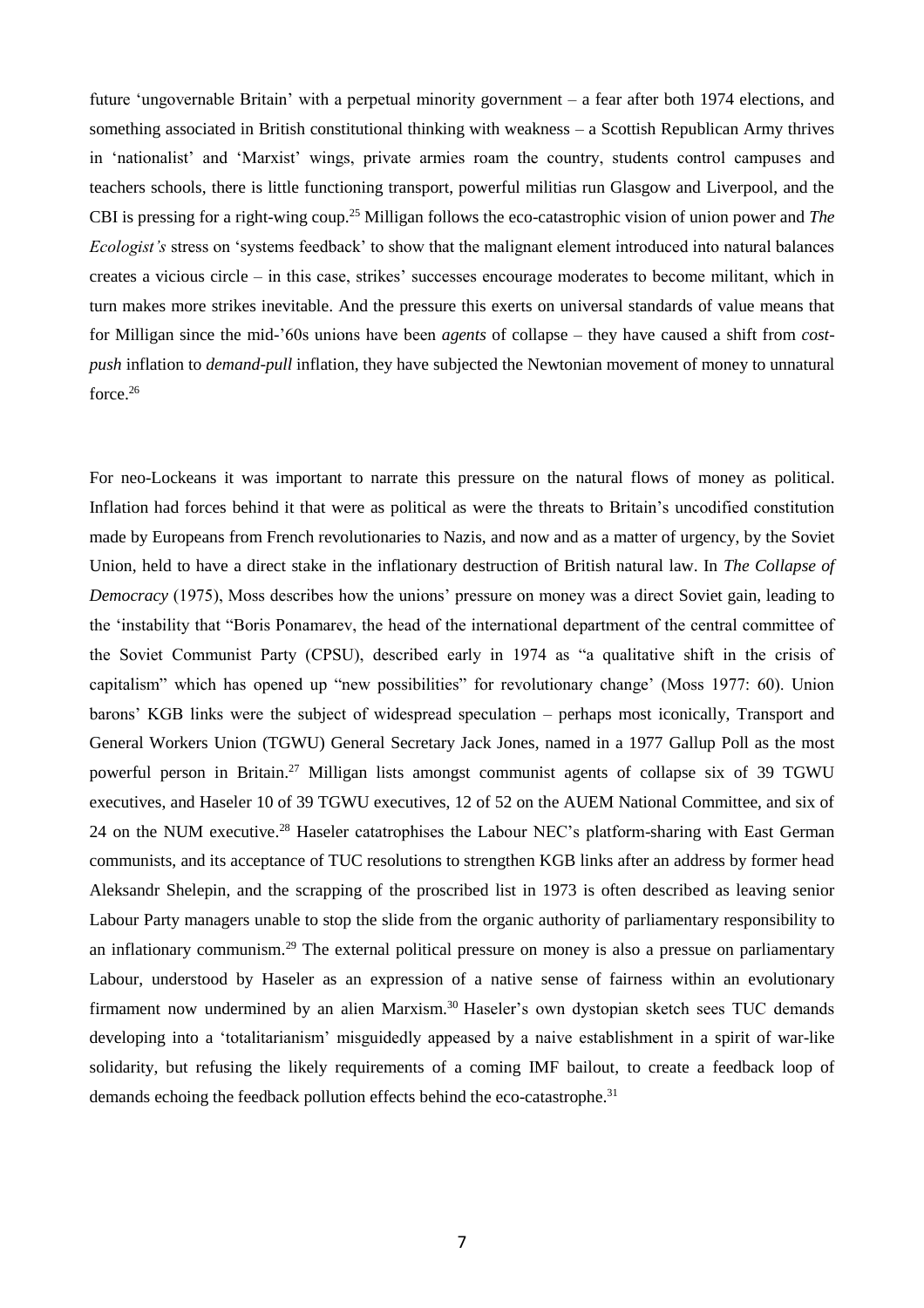future 'ungovernable Britain' with a perpetual minority government – a fear after both 1974 elections, and something associated in British constitutional thinking with weakness – a Scottish Republican Army thrives in 'nationalist' and 'Marxist' wings, private armies roam the country, students control campuses and teachers schools, there is little functioning transport, powerful militias run Glasgow and Liverpool, and the CBI is pressing for a right-wing coup.[25] Milligan follows the eco-catastrophic vision of union power and *The Ecologist's* stress on 'systems feedback' to show that the malignant element introduced into natural balances creates a vicious circle – in this case, strikes' successes encourage moderates to become militant, which in turn makes more strikes inevitable. And the pressure this exerts on universal standards of value means that for Milligan since the mid-'60s unions have been *agents* of collapse – they have caused a shift from *cost-push* inflation to *demand-pull* inflation, they have subjected the Newtonian movement of money to unnatural force.[26]

For neo-Lockeans it was important to narrate this pressure on the natural flows of money as political. Inflation had forces behind it that were as political as were the threats to Britain's uncodified constitution made by Europeans from French revolutionaries to Nazis, and now and as a matter of urgency, by the Soviet Union, held to have a direct stake in the inflationary destruction of British natural law. In *The Collapse of Democracy* (1975), Moss describes how the unions' pressure on money was a direct Soviet gain, leading to the 'instability that "Boris Ponamarev, the head of the international department of the central committee of the Soviet Communist Party (CPSU), described early in 1974 as "a qualitative shift in the crisis of capitalism" which has opened up "new possibilities" for revolutionary change' (Moss 1977: 60). Union barons' KGB links were the subject of widespread speculation – perhaps most iconically, Transport and General Workers Union (TGWU) General Secretary Jack Jones, named in a 1977 Gallup Poll as the most powerful person in Britain.[27] Milligan lists amongst communist agents of collapse six of 39 TGWU executives, and Haseler 10 of 39 TGWU executives, 12 of 52 on the AUEM National Committee, and six of 24 on the NUM executive.[28] Haseler catatrophises the Labour NEC's platform-sharing with East German communists, and its acceptance of TUC resolutions to strengthen KGB links after an address by former head Aleksandr Shelepin, and the scrapping of the proscribed list in 1973 is often described as leaving senior Labour Party managers unable to stop the slide from the organic authority of parliamentary responsibility to an inflationary communism.[29] The external political pressure on money is also a pressue on parliamentary Labour, understood by Haseler as an expression of a native sense of fairness within an evolutionary firmament now undermined by an alien Marxism.[30] Haseler's own dystopian sketch sees TUC demands developing into a 'totalitarianism' misguidedly appeased by a naive establishment in a spirit of war-like solidarity, but refusing the likely requirements of a coming IMF bailout, to create a feedback loop of demands echoing the feedback pollution effects behind the eco-catastrophe.[31]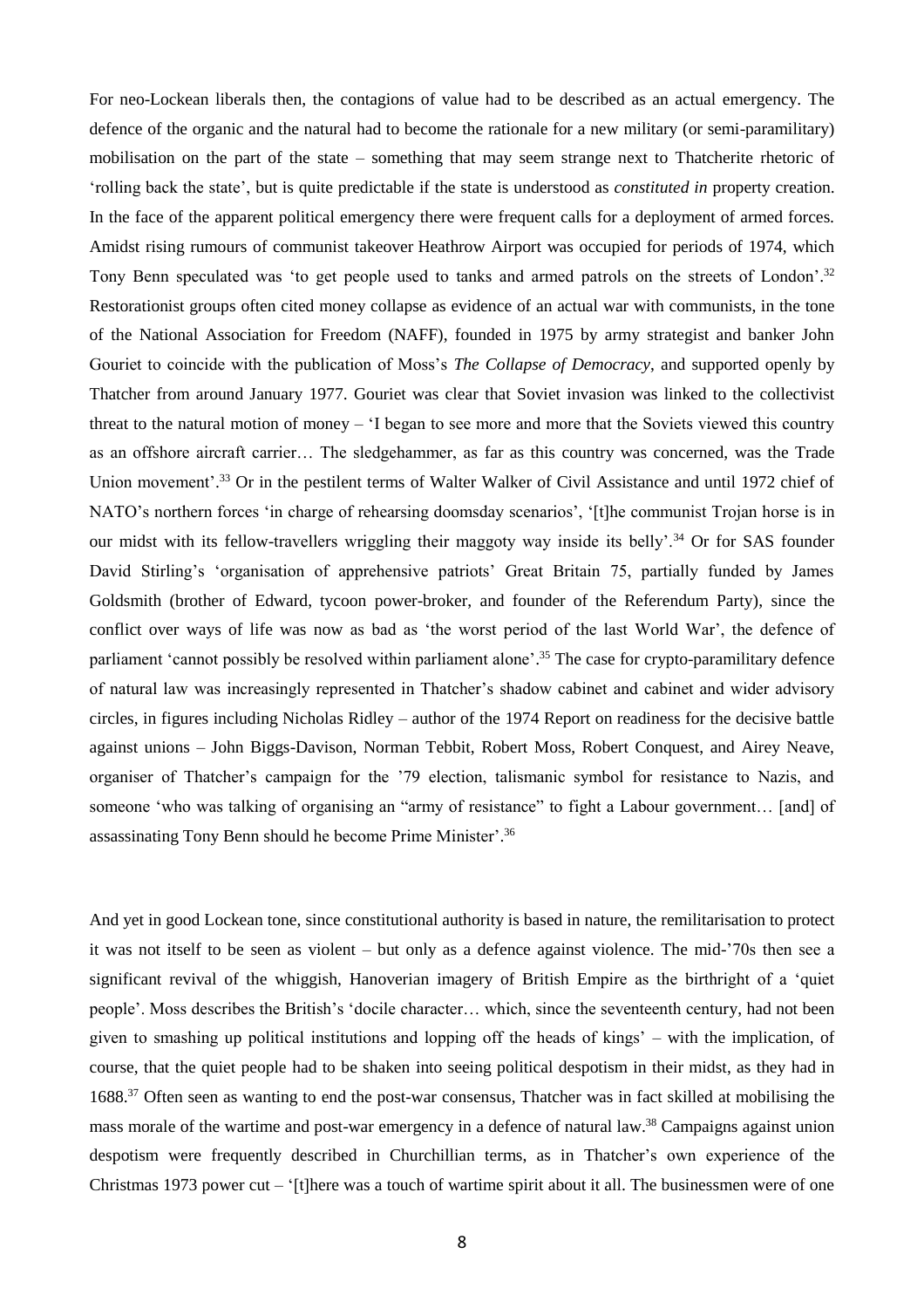For neo-Lockean liberals then, the contagions of value had to be described as an actual emergency. The defence of the organic and the natural had to become the rationale for a new military (or semi-paramilitary) mobilisation on the part of the state – something that may seem strange next to Thatcherite rhetoric of 'rolling back the state', but is quite predictable if the state is understood as *constituted in* property creation. In the face of the apparent political emergency there were frequent calls for a deployment of armed forces. Amidst rising rumours of communist takeover Heathrow Airport was occupied for periods of 1974, which Tony Benn speculated was 'to get people used to tanks and armed patrols on the streets of London'.[32] Restorationist groups often cited money collapse as evidence of an actual war with communists, in the tone of the National Association for Freedom (NAFF), founded in 1975 by army strategist and banker John Gouriet to coincide with the publication of Moss's *The Collapse of Democracy*, and supported openly by Thatcher from around January 1977. Gouriet was clear that Soviet invasion was linked to the collectivist threat to the natural motion of money – 'I began to see more and more that the Soviets viewed this country as an offshore aircraft carrier… The sledgehammer, as far as this country was concerned, was the Trade Union movement'.[33] Or in the pestilent terms of Walter Walker of Civil Assistance and until 1972 chief of NATO's northern forces 'in charge of rehearsing doomsday scenarios', '[t]he communist Trojan horse is in our midst with its fellow-travellers wriggling their maggoty way inside its belly'.[34] Or for SAS founder David Stirling's 'organisation of apprehensive patriots' Great Britain 75, partially funded by James Goldsmith (brother of Edward, tycoon power-broker, and founder of the Referendum Party), since the conflict over ways of life was now as bad as 'the worst period of the last World War', the defence of parliament 'cannot possibly be resolved within parliament alone'.[35] The case for crypto-paramilitary defence of natural law was increasingly represented in Thatcher's shadow cabinet and cabinet and wider advisory circles, in figures including Nicholas Ridley – author of the 1974 Report on readiness for the decisive battle against unions – John Biggs-Davison, Norman Tebbit, Robert Moss, Robert Conquest, and Airey Neave, organiser of Thatcher's campaign for the '79 election, talismanic symbol for resistance to Nazis, and someone 'who was talking of organising an "army of resistance" to fight a Labour government… [and] of assassinating Tony Benn should he become Prime Minister'.[36]

And yet in good Lockean tone, since constitutional authority is based in nature, the remilitarisation to protect it was not itself to be seen as violent – but only as a defence against violence. The mid-'70s then see a significant revival of the whiggish, Hanoverian imagery of British Empire as the birthright of a 'quiet people'. Moss describes the British's 'docile character… which, since the seventeenth century, had not been given to smashing up political institutions and lopping off the heads of kings' – with the implication, of course, that the quiet people had to be shaken into seeing political despotism in their midst, as they had in 1688.[37] Often seen as wanting to end the post-war consensus, Thatcher was in fact skilled at mobilising the mass morale of the wartime and post-war emergency in a defence of natural law.[38] Campaigns against union despotism were frequently described in Churchillian terms, as in Thatcher's own experience of the Christmas 1973 power cut – '[t]here was a touch of wartime spirit about it all. The businessmen were of one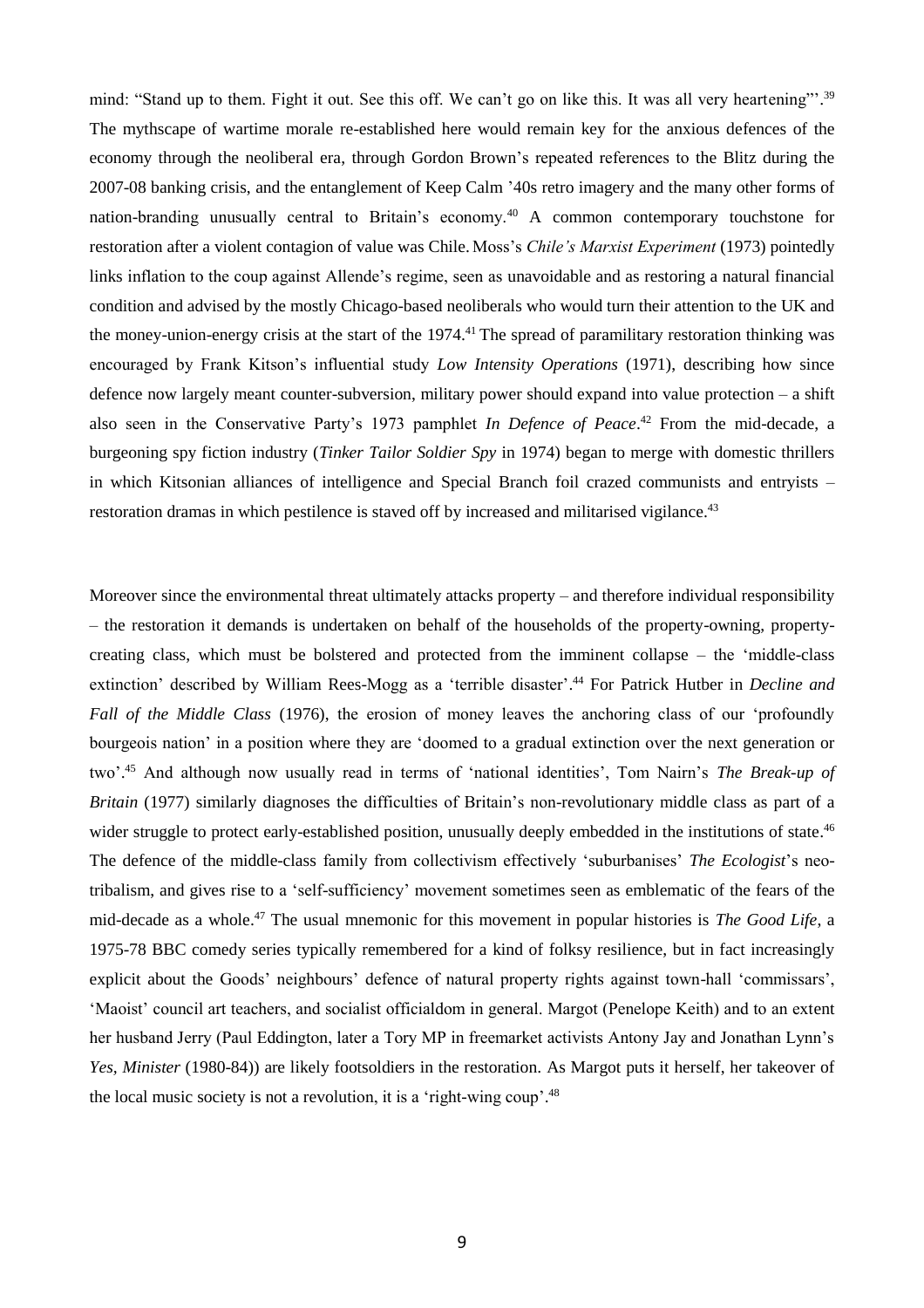mind: "Stand up to them. Fight it out. See this off. We can't go on like this. It was all very heartening"'.[39] The mythscape of wartime morale re-established here would remain key for the anxious defences of the economy through the neoliberal era, through Gordon Brown's repeated references to the Blitz during the 2007-08 banking crisis, and the entanglement of Keep Calm '40s retro imagery and the many other forms of nation-branding unusually central to Britain's economy.[40] A common contemporary touchstone for restoration after a violent contagion of value was Chile. Moss's *Chile's Marxist Experiment* (1973) pointedly links inflation to the coup against Allende's regime, seen as unavoidable and as restoring a natural financial condition and advised by the mostly Chicago-based neoliberals who would turn their attention to the UK and the money-union-energy crisis at the start of the 1974.[41] The spread of paramilitary restoration thinking was encouraged by Frank Kitson's influential study *Low Intensity Operations* (1971), describing how since defence now largely meant counter-subversion, military power should expand into value protection – a shift also seen in the Conservative Party's 1973 pamphlet *In Defence of Peace*.[42] From the mid-decade, a burgeoning spy fiction industry (*Tinker Tailor Soldier Spy* in 1974) began to merge with domestic thrillers in which Kitsonian alliances of intelligence and Special Branch foil crazed communists and entryists – restoration dramas in which pestilence is staved off by increased and militarised vigilance.[43]

Moreover since the environmental threat ultimately attacks property – and therefore individual responsibility – the restoration it demands is undertaken on behalf of the households of the property-owning, property-creating class, which must be bolstered and protected from the imminent collapse – the 'middle-class extinction' described by William Rees-Mogg as a 'terrible disaster'.[44] For Patrick Hutber in *Decline and Fall of the Middle Class* (1976), the erosion of money leaves the anchoring class of our 'profoundly bourgeois nation' in a position where they are 'doomed to a gradual extinction over the next generation or two'.[45] And although now usually read in terms of 'national identities', Tom Nairn's *The Break-up of Britain* (1977) similarly diagnoses the difficulties of Britain's non-revolutionary middle class as part of a wider struggle to protect early-established position, unusually deeply embedded in the institutions of state.[46] The defence of the middle-class family from collectivism effectively 'suburbanises' *The Ecologist*'s neo-tribalism, and gives rise to a 'self-sufficiency' movement sometimes seen as emblematic of the fears of the mid-decade as a whole.[47] The usual mnemonic for this movement in popular histories is *The Good Life*, a 1975-78 BBC comedy series typically remembered for a kind of folksy resilience, but in fact increasingly explicit about the Goods' neighbours' defence of natural property rights against town-hall 'commissars', 'Maoist' council art teachers, and socialist officialdom in general. Margot (Penelope Keith) and to an extent her husband Jerry (Paul Eddington, later a Tory MP in freemarket activists Antony Jay and Jonathan Lynn's *Yes, Minister* (1980-84)) are likely footsoldiers in the restoration. As Margot puts it herself, her takeover of the local music society is not a revolution, it is a 'right-wing coup'.[48]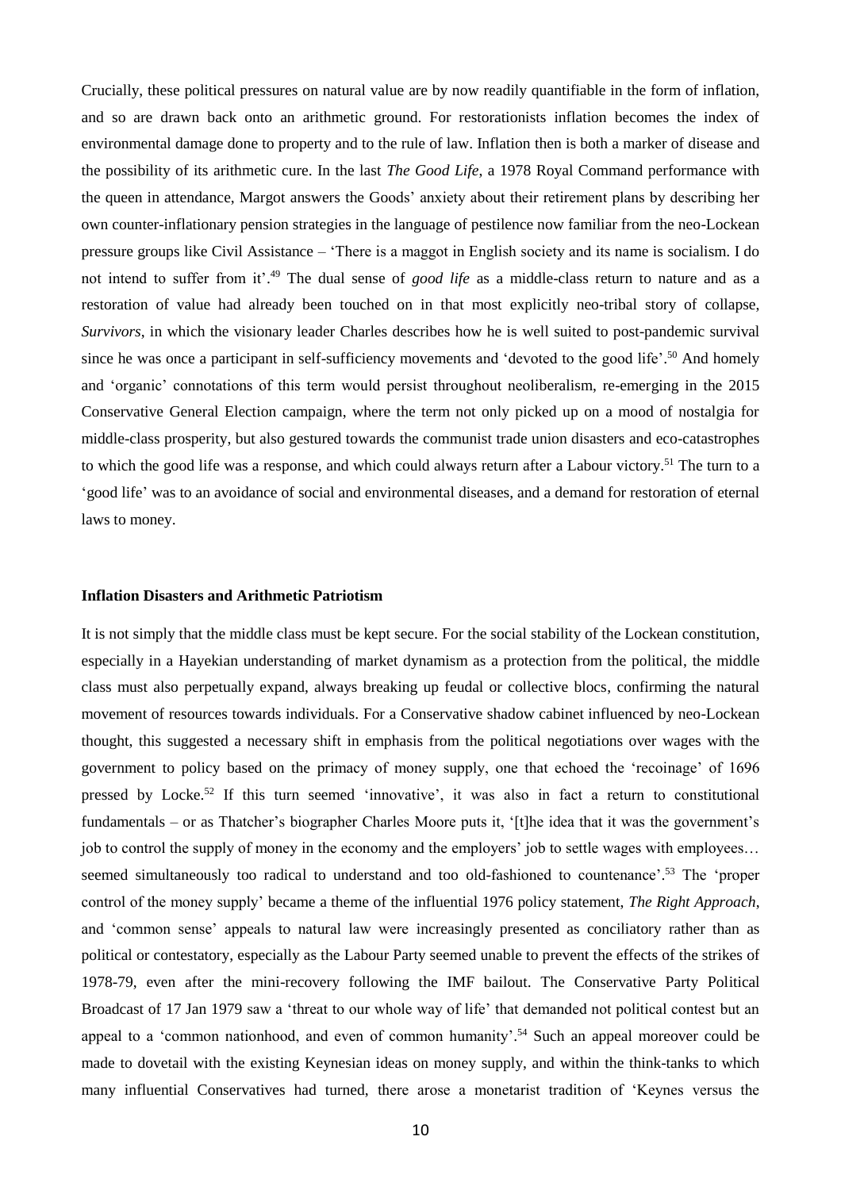Crucially, these political pressures on natural value are by now readily quantifiable in the form of inflation, and so are drawn back onto an arithmetic ground. For restorationists inflation becomes the index of environmental damage done to property and to the rule of law. Inflation then is both a marker of disease and the possibility of its arithmetic cure. In the last *The Good Life*, a 1978 Royal Command performance with the queen in attendance, Margot answers the Goods' anxiety about their retirement plans by describing her own counter-inflationary pension strategies in the language of pestilence now familiar from the neo-Lockean pressure groups like Civil Assistance – 'There is a maggot in English society and its name is socialism. I do not intend to suffer from it'.[49] The dual sense of *good life* as a middle-class return to nature and as a restoration of value had already been touched on in that most explicitly neo-tribal story of collapse, *Survivors*, in which the visionary leader Charles describes how he is well suited to post-pandemic survival since he was once a participant in self-sufficiency movements and 'devoted to the good life'.[50] And homely and 'organic' connotations of this term would persist throughout neoliberalism, re-emerging in the 2015 Conservative General Election campaign, where the term not only picked up on a mood of nostalgia for middle-class prosperity, but also gestured towards the communist trade union disasters and eco-catastrophes to which the good life was a response, and which could always return after a Labour victory.[51] The turn to a 'good life' was to an avoidance of social and environmental diseases, and a demand for restoration of eternal laws to money.

**Inflation Disasters and Arithmetic Patriotism**

It is not simply that the middle class must be kept secure. For the social stability of the Lockean constitution, especially in a Hayekian understanding of market dynamism as a protection from the political, the middle class must also perpetually expand, always breaking up feudal or collective blocs, confirming the natural movement of resources towards individuals. For a Conservative shadow cabinet influenced by neo-Lockean thought, this suggested a necessary shift in emphasis from the political negotiations over wages with the government to policy based on the primacy of money supply, one that echoed the 'recoinage' of 1696 pressed by Locke.[52] If this turn seemed 'innovative', it was also in fact a return to constitutional fundamentals – or as Thatcher's biographer Charles Moore puts it, '[t]he idea that it was the government's job to control the supply of money in the economy and the employers' job to settle wages with employees… seemed simultaneously too radical to understand and too old-fashioned to countenance'.[53] The 'proper control of the money supply' became a theme of the influential 1976 policy statement, *The Right Approach*, and 'common sense' appeals to natural law were increasingly presented as conciliatory rather than as political or contestatory, especially as the Labour Party seemed unable to prevent the effects of the strikes of 1978-79, even after the mini-recovery following the IMF bailout. The Conservative Party Political Broadcast of 17 Jan 1979 saw a 'threat to our whole way of life' that demanded not political contest but an appeal to a 'common nationhood, and even of common humanity'.[54] Such an appeal moreover could be made to dovetail with the existing Keynesian ideas on money supply, and within the think-tanks to which many influential Conservatives had turned, there arose a monetarist tradition of 'Keynes versus the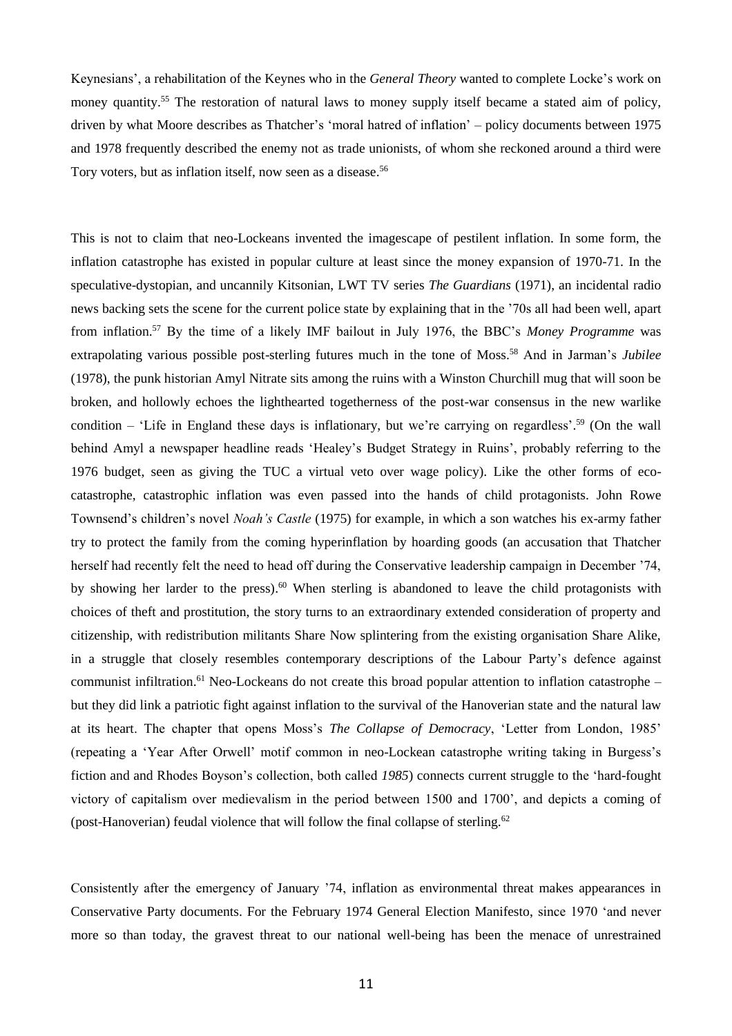Keynesians', a rehabilitation of the Keynes who in the *General Theory* wanted to complete Locke's work on money quantity.[55] The restoration of natural laws to money supply itself became a stated aim of policy, driven by what Moore describes as Thatcher's 'moral hatred of inflation' – policy documents between 1975 and 1978 frequently described the enemy not as trade unionists, of whom she reckoned around a third were Tory voters, but as inflation itself, now seen as a disease.[56]

This is not to claim that neo-Lockeans invented the imagescape of pestilent inflation. In some form, the inflation catastrophe has existed in popular culture at least since the money expansion of 1970-71. In the speculative-dystopian, and uncannily Kitsonian, LWT TV series *The Guardians* (1971), an incidental radio news backing sets the scene for the current police state by explaining that in the '70s all had been well, apart from inflation.[57] By the time of a likely IMF bailout in July 1976, the BBC's *Money Programme* was extrapolating various possible post-sterling futures much in the tone of Moss.[58] And in Jarman's *Jubilee* (1978), the punk historian Amyl Nitrate sits among the ruins with a Winston Churchill mug that will soon be broken, and hollowly echoes the lighthearted togetherness of the post-war consensus in the new warlike condition – 'Life in England these days is inflationary, but we're carrying on regardless'.[59] (On the wall behind Amyl a newspaper headline reads 'Healey's Budget Strategy in Ruins', probably referring to the 1976 budget, seen as giving the TUC a virtual veto over wage policy). Like the other forms of eco-catastrophe, catastrophic inflation was even passed into the hands of child protagonists. John Rowe Townsend's children's novel *Noah's Castle* (1975) for example, in which a son watches his ex-army father try to protect the family from the coming hyperinflation by hoarding goods (an accusation that Thatcher herself had recently felt the need to head off during the Conservative leadership campaign in December '74, by showing her larder to the press).[60] When sterling is abandoned to leave the child protagonists with choices of theft and prostitution, the story turns to an extraordinary extended consideration of property and citizenship, with redistribution militants Share Now splintering from the existing organisation Share Alike, in a struggle that closely resembles contemporary descriptions of the Labour Party's defence against communist infiltration.[61] Neo-Lockeans do not create this broad popular attention to inflation catastrophe – but they did link a patriotic fight against inflation to the survival of the Hanoverian state and the natural law at its heart. The chapter that opens Moss's *The Collapse of Democracy*, 'Letter from London, 1985' (repeating a 'Year After Orwell' motif common in neo-Lockean catastrophe writing taking in Burgess's fiction and and Rhodes Boyson's collection, both called *1985*) connects current struggle to the 'hard-fought victory of capitalism over medievalism in the period between 1500 and 1700', and depicts a coming of (post-Hanoverian) feudal violence that will follow the final collapse of sterling.[62]

Consistently after the emergency of January '74, inflation as environmental threat makes appearances in Conservative Party documents. For the February 1974 General Election Manifesto, since 1970 'and never more so than today, the gravest threat to our national well-being has been the menace of unrestrained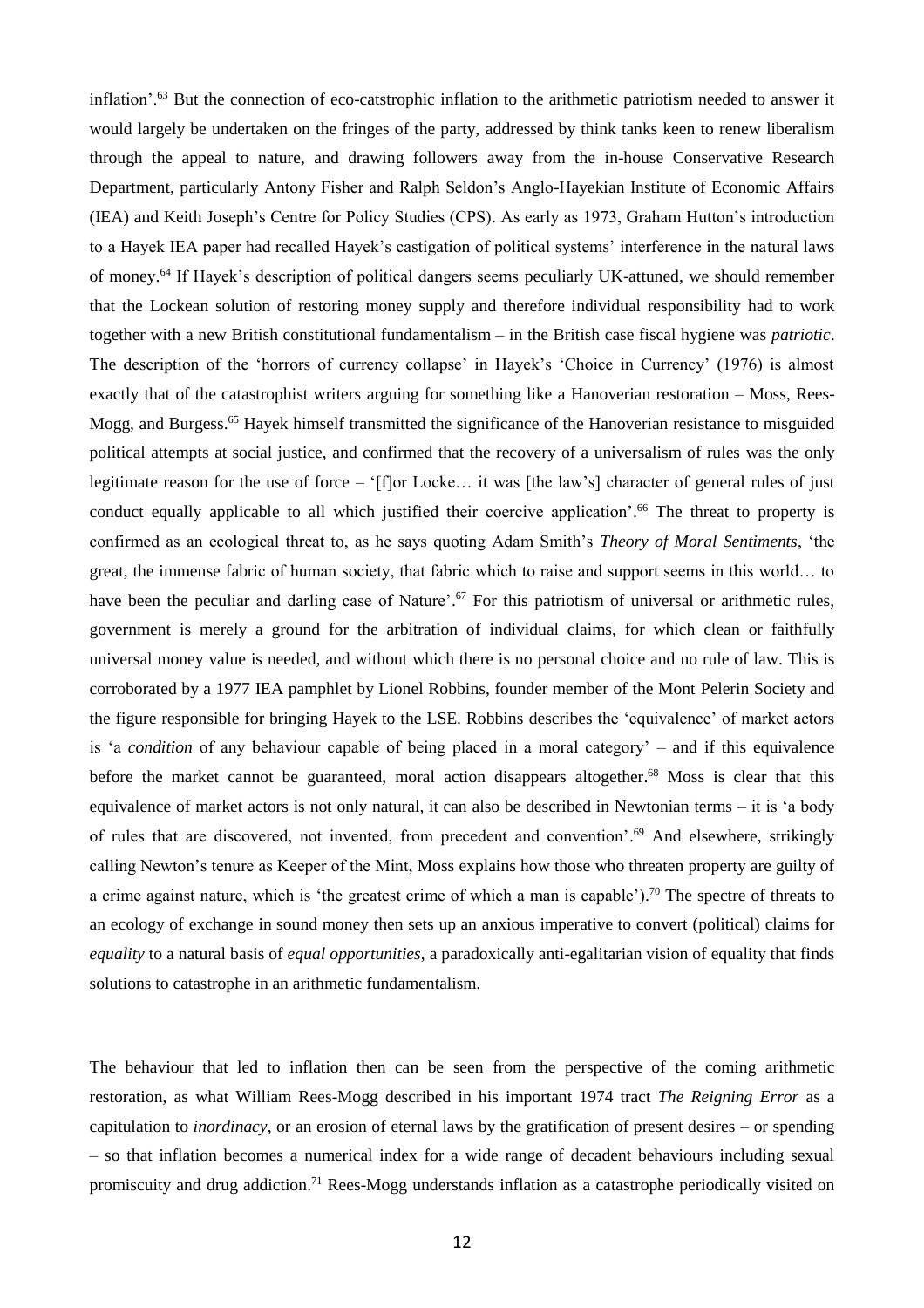inflation'.[63] But the connection of eco-catstrophic inflation to the arithmetic patriotism needed to answer it would largely be undertaken on the fringes of the party, addressed by think tanks keen to renew liberalism through the appeal to nature, and drawing followers away from the in-house Conservative Research Department, particularly Antony Fisher and Ralph Seldon's Anglo-Hayekian Institute of Economic Affairs (IEA) and Keith Joseph's Centre for Policy Studies (CPS). As early as 1973, Graham Hutton's introduction to a Hayek IEA paper had recalled Hayek's castigation of political systems' interference in the natural laws of money.[64] If Hayek's description of political dangers seems peculiarly UK-attuned, we should remember that the Lockean solution of restoring money supply and therefore individual responsibility had to work together with a new British constitutional fundamentalism – in the British case fiscal hygiene was *patriotic*. The description of the 'horrors of currency collapse' in Hayek's 'Choice in Currency' (1976) is almost exactly that of the catastrophist writers arguing for something like a Hanoverian restoration – Moss, Rees-Mogg, and Burgess.[65] Hayek himself transmitted the significance of the Hanoverian resistance to misguided political attempts at social justice, and confirmed that the recovery of a universalism of rules was the only legitimate reason for the use of force – '[f]or Locke… it was [the law's] character of general rules of just conduct equally applicable to all which justified their coercive application'.[66] The threat to property is confirmed as an ecological threat to, as he says quoting Adam Smith's *Theory of Moral Sentiments*, 'the great, the immense fabric of human society, that fabric which to raise and support seems in this world… to have been the peculiar and darling case of Nature'.[67] For this patriotism of universal or arithmetic rules, government is merely a ground for the arbitration of individual claims, for which clean or faithfully universal money value is needed, and without which there is no personal choice and no rule of law. This is corroborated by a 1977 IEA pamphlet by Lionel Robbins, founder member of the Mont Pelerin Society and the figure responsible for bringing Hayek to the LSE. Robbins describes the 'equivalence' of market actors is 'a *condition* of any behaviour capable of being placed in a moral category' – and if this equivalence before the market cannot be guaranteed, moral action disappears altogether.[68] Moss is clear that this equivalence of market actors is not only natural, it can also be described in Newtonian terms – it is 'a body of rules that are discovered, not invented, from precedent and convention'.[69] And elsewhere, strikingly calling Newton's tenure as Keeper of the Mint, Moss explains how those who threaten property are guilty of a crime against nature, which is 'the greatest crime of which a man is capable').[70] The spectre of threats to an ecology of exchange in sound money then sets up an anxious imperative to convert (political) claims for *equality* to a natural basis of *equal opportunities*, a paradoxically anti-egalitarian vision of equality that finds solutions to catastrophe in an arithmetic fundamentalism.

The behaviour that led to inflation then can be seen from the perspective of the coming arithmetic restoration, as what William Rees-Mogg described in his important 1974 tract *The Reigning Error* as a capitulation to *inordinacy*, or an erosion of eternal laws by the gratification of present desires – or spending – so that inflation becomes a numerical index for a wide range of decadent behaviours including sexual promiscuity and drug addiction.[71] Rees-Mogg understands inflation as a catastrophe periodically visited on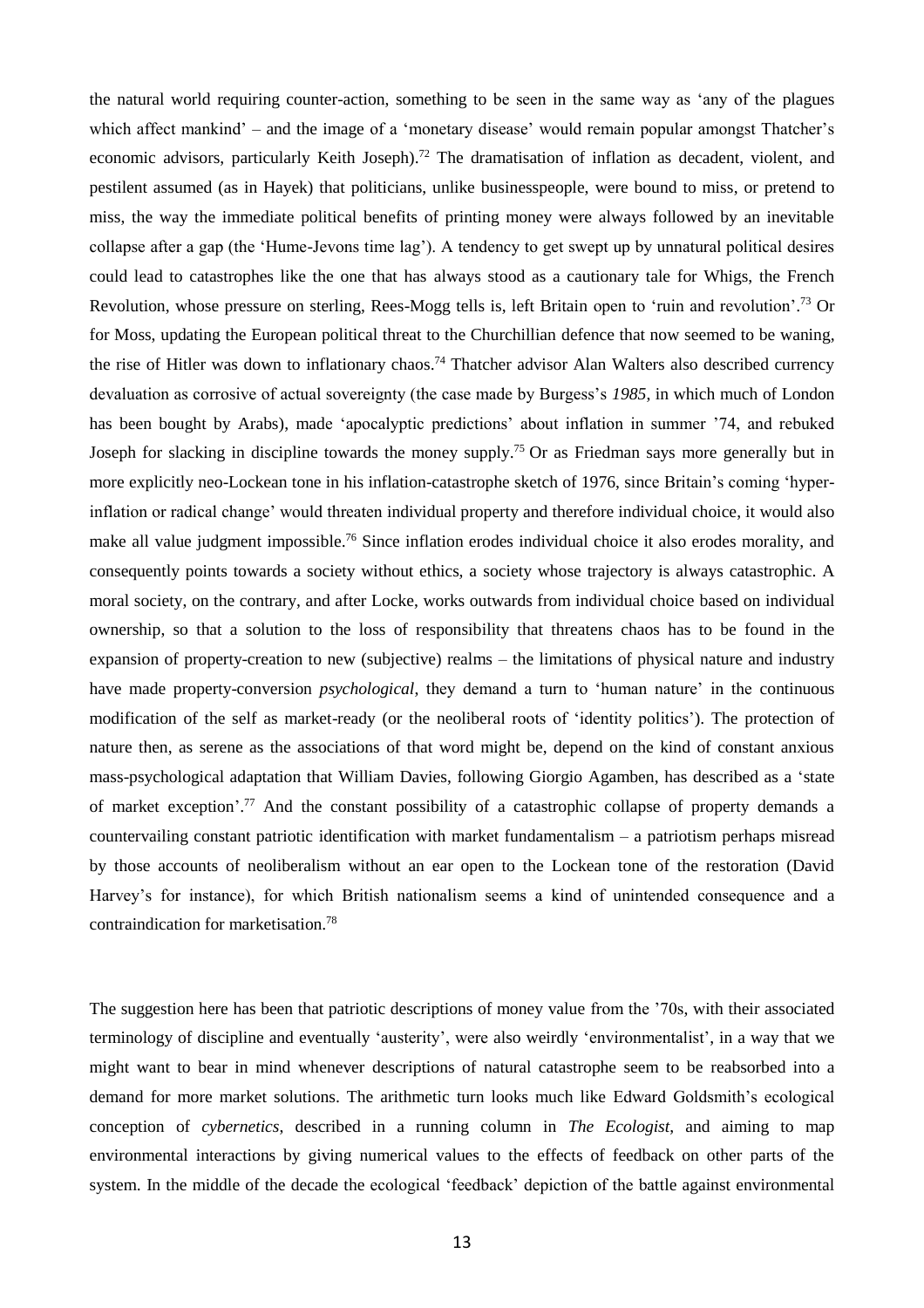the natural world requiring counter-action, something to be seen in the same way as 'any of the plagues which affect mankind' – and the image of a 'monetary disease' would remain popular amongst Thatcher's economic advisors, particularly Keith Joseph).[72] The dramatisation of inflation as decadent, violent, and pestilent assumed (as in Hayek) that politicians, unlike businesspeople, were bound to miss, or pretend to miss, the way the immediate political benefits of printing money were always followed by an inevitable collapse after a gap (the 'Hume-Jevons time lag'). A tendency to get swept up by unnatural political desires could lead to catastrophes like the one that has always stood as a cautionary tale for Whigs, the French Revolution, whose pressure on sterling, Rees-Mogg tells is, left Britain open to 'ruin and revolution'.[73] Or for Moss, updating the European political threat to the Churchillian defence that now seemed to be waning, the rise of Hitler was down to inflationary chaos.[74] Thatcher advisor Alan Walters also described currency devaluation as corrosive of actual sovereignty (the case made by Burgess's *1985*, in which much of London has been bought by Arabs), made 'apocalyptic predictions' about inflation in summer '74, and rebuked Joseph for slacking in discipline towards the money supply.[75] Or as Friedman says more generally but in more explicitly neo-Lockean tone in his inflation-catastrophe sketch of 1976, since Britain's coming 'hyper-inflation or radical change' would threaten individual property and therefore individual choice, it would also make all value judgment impossible.[76] Since inflation erodes individual choice it also erodes morality, and consequently points towards a society without ethics, a society whose trajectory is always catastrophic. A moral society, on the contrary, and after Locke, works outwards from individual choice based on individual ownership, so that a solution to the loss of responsibility that threatens chaos has to be found in the expansion of property-creation to new (subjective) realms – the limitations of physical nature and industry have made property-conversion *psychological*, they demand a turn to 'human nature' in the continuous modification of the self as market-ready (or the neoliberal roots of 'identity politics'). The protection of nature then, as serene as the associations of that word might be, depend on the kind of constant anxious mass-psychological adaptation that William Davies, following Giorgio Agamben, has described as a 'state of market exception'.[77] And the constant possibility of a catastrophic collapse of property demands a countervailing constant patriotic identification with market fundamentalism – a patriotism perhaps misread by those accounts of neoliberalism without an ear open to the Lockean tone of the restoration (David Harvey's for instance), for which British nationalism seems a kind of unintended consequence and a contraindication for marketisation.[78]

The suggestion here has been that patriotic descriptions of money value from the '70s, with their associated terminology of discipline and eventually 'austerity', were also weirdly 'environmentalist', in a way that we might want to bear in mind whenever descriptions of natural catastrophe seem to be reabsorbed into a demand for more market solutions. The arithmetic turn looks much like Edward Goldsmith's ecological conception of *cybernetics*, described in a running column in *The Ecologist*, and aiming to map environmental interactions by giving numerical values to the effects of feedback on other parts of the system. In the middle of the decade the ecological 'feedback' depiction of the battle against environmental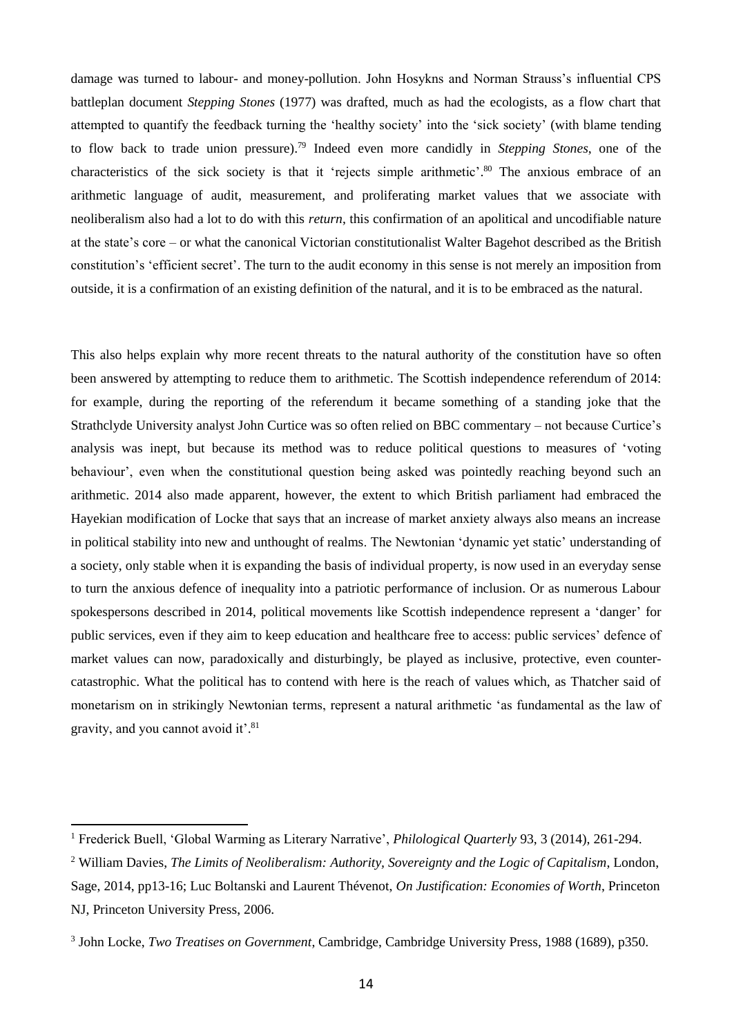damage was turned to labour- and money-pollution. John Hosykns and Norman Strauss's influential CPS battleplan document *Stepping Stones* (1977) was drafted, much as had the ecologists, as a flow chart that attempted to quantify the feedback turning the 'healthy society' into the 'sick society' (with blame tending to flow back to trade union pressure).[79] Indeed even more candidly in *Stepping Stones*, one of the characteristics of the sick society is that it 'rejects simple arithmetic'.[80] The anxious embrace of an arithmetic language of audit, measurement, and proliferating market values that we associate with neoliberalism also had a lot to do with this *return*, this confirmation of an apolitical and uncodifiable nature at the state's core – or what the canonical Victorian constitutionalist Walter Bagehot described as the British constitution's 'efficient secret'. The turn to the audit economy in this sense is not merely an imposition from outside, it is a confirmation of an existing definition of the natural, and it is to be embraced as the natural.

This also helps explain why more recent threats to the natural authority of the constitution have so often been answered by attempting to reduce them to arithmetic. The Scottish independence referendum of 2014: for example, during the reporting of the referendum it became something of a standing joke that the Strathclyde University analyst John Curtice was so often relied on BBC commentary – not because Curtice's analysis was inept, but because its method was to reduce political questions to measures of 'voting behaviour', even when the constitutional question being asked was pointedly reaching beyond such an arithmetic. 2014 also made apparent, however, the extent to which British parliament had embraced the Hayekian modification of Locke that says that an increase of market anxiety always also means an increase in political stability into new and unthought of realms. The Newtonian 'dynamic yet static' understanding of a society, only stable when it is expanding the basis of individual property, is now used in an everyday sense to turn the anxious defence of inequality into a patriotic performance of inclusion. Or as numerous Labour spokespersons described in 2014, political movements like Scottish independence represent a 'danger' for public services, even if they aim to keep education and healthcare free to access: public services' defence of market values can now, paradoxically and disturbingly, be played as inclusive, protective, even counter-catastrophic. What the political has to contend with here is the reach of values which, as Thatcher said of monetarism on in strikingly Newtonian terms, represent a natural arithmetic 'as fundamental as the law of gravity, and you cannot avoid it'.[81]

---

[1] Frederick Buell, 'Global Warming as Literary Narrative', *Philological Quarterly* 93, 3 (2014), 261-294.

[2] William Davies, *The Limits of Neoliberalism: Authority, Sovereignty and the Logic of Capitalism*, London, Sage, 2014, pp13-16; Luc Boltanski and Laurent Thévenot, *On Justification: Economies of Worth*, Princeton NJ, Princeton University Press, 2006.

[3] John Locke, *Two Treatises on Government*, Cambridge, Cambridge University Press, 1988 (1689), p350.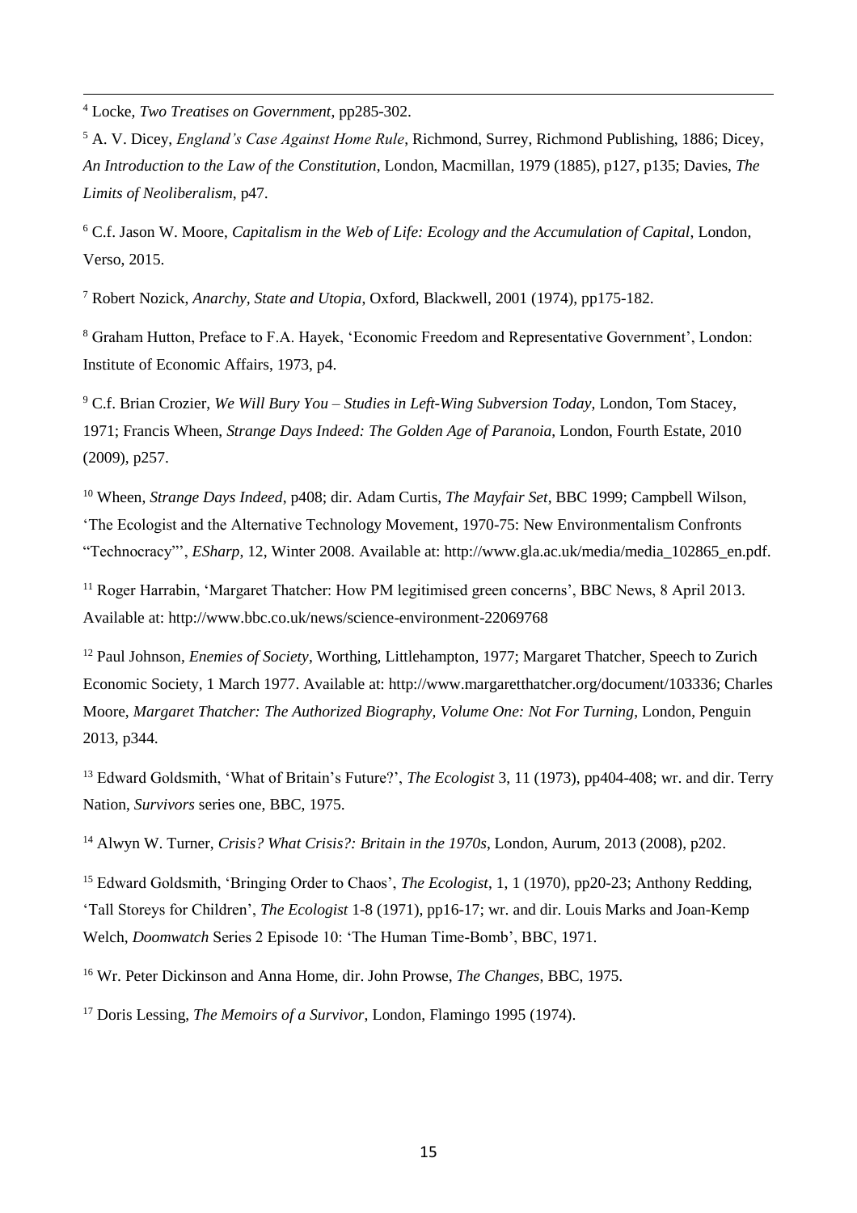[4] Locke, *Two Treatises on Government*, pp285-302.

[5] A. V. Dicey, *England's Case Against Home Rule*, Richmond, Surrey, Richmond Publishing, 1886; Dicey, *An Introduction to the Law of the Constitution*, London, Macmillan, 1979 (1885), p127, p135; Davies, *The Limits of Neoliberalism*, p47.

[6] C.f. Jason W. Moore, *Capitalism in the Web of Life: Ecology and the Accumulation of Capital*, London, Verso, 2015.

[7] Robert Nozick, *Anarchy, State and Utopia*, Oxford, Blackwell, 2001 (1974), pp175-182.

[8] Graham Hutton, Preface to F.A. Hayek, 'Economic Freedom and Representative Government', London: Institute of Economic Affairs, 1973, p4.

[9] C.f. Brian Crozier, *We Will Bury You – Studies in Left-Wing Subversion Today*, London, Tom Stacey, 1971; Francis Wheen, *Strange Days Indeed: The Golden Age of Paranoia*, London, Fourth Estate, 2010 (2009), p257.

[10] Wheen, *Strange Days Indeed*, p408; dir. Adam Curtis, *The Mayfair Set*, BBC 1999; Campbell Wilson, 'The Ecologist and the Alternative Technology Movement, 1970-75: New Environmentalism Confronts "Technocracy"', *ESharp*, 12, Winter 2008. Available at: http://www.gla.ac.uk/media/media_102865_en.pdf.

[11] Roger Harrabin, 'Margaret Thatcher: How PM legitimised green concerns', BBC News, 8 April 2013. Available at: http://www.bbc.co.uk/news/science-environment-22069768

[12] Paul Johnson, *Enemies of Society*, Worthing, Littlehampton, 1977; Margaret Thatcher, Speech to Zurich Economic Society, 1 March 1977. Available at: http://www.margaretthatcher.org/document/103336; Charles Moore, *Margaret Thatcher: The Authorized Biography, Volume One: Not For Turning*, London, Penguin 2013, p344.

[13] Edward Goldsmith, 'What of Britain's Future?', *The Ecologist* 3, 11 (1973), pp404-408; wr. and dir. Terry Nation, *Survivors* series one, BBC, 1975.

[14] Alwyn W. Turner, *Crisis? What Crisis?: Britain in the 1970s*, London, Aurum, 2013 (2008), p202.

[15] Edward Goldsmith, 'Bringing Order to Chaos', *The Ecologist*, 1, 1 (1970), pp20-23; Anthony Redding, 'Tall Storeys for Children', *The Ecologist* 1-8 (1971), pp16-17; wr. and dir. Louis Marks and Joan-Kemp Welch, *Doomwatch* Series 2 Episode 10: 'The Human Time-Bomb', BBC, 1971.

[16] Wr. Peter Dickinson and Anna Home, dir. John Prowse, *The Changes*, BBC, 1975.

[17] Doris Lessing, *The Memoirs of a Survivor*, London, Flamingo 1995 (1974).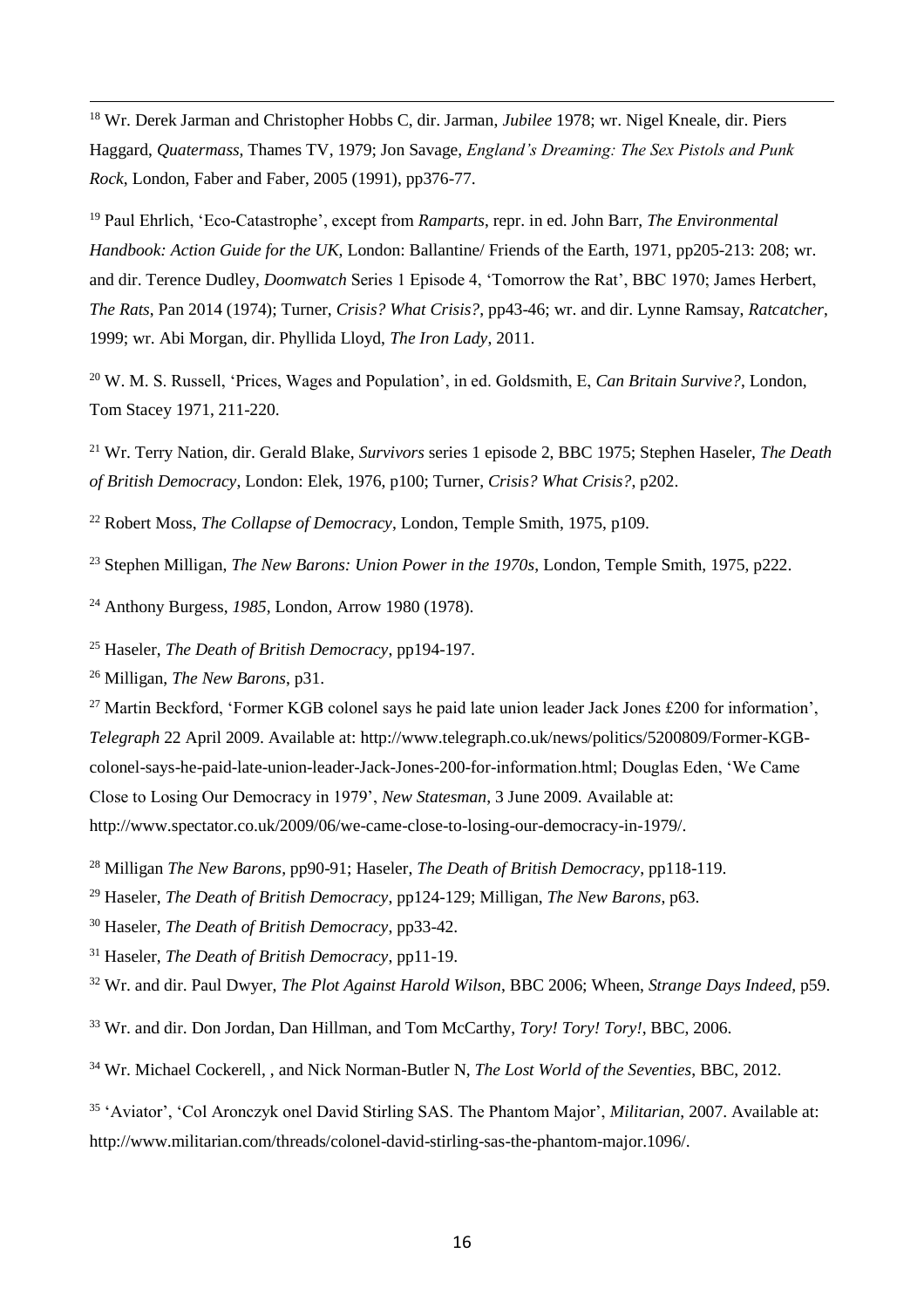[18] Wr. Derek Jarman and Christopher Hobbs C, dir. Jarman, *Jubilee* 1978; wr. Nigel Kneale, dir. Piers Haggard, *Quatermass*, Thames TV, 1979; Jon Savage, *England's Dreaming: The Sex Pistols and Punk Rock*, London, Faber and Faber, 2005 (1991), pp376-77.

[19] Paul Ehrlich, 'Eco-Catastrophe', except from *Ramparts*, repr. in ed. John Barr, *The Environmental Handbook: Action Guide for the UK*, London: Ballantine/ Friends of the Earth, 1971, pp205-213: 208; wr. and dir. Terence Dudley, *Doomwatch* Series 1 Episode 4, 'Tomorrow the Rat', BBC 1970; James Herbert, *The Rats*, Pan 2014 (1974); Turner, *Crisis? What Crisis?*, pp43-46; wr. and dir. Lynne Ramsay, *Ratcatcher*, 1999; wr. Abi Morgan, dir. Phyllida Lloyd, *The Iron Lady*, 2011.

[20] W. M. S. Russell, 'Prices, Wages and Population', in ed. Goldsmith, E, *Can Britain Survive?*, London, Tom Stacey 1971, 211-220.

[21] Wr. Terry Nation, dir. Gerald Blake, *Survivors* series 1 episode 2, BBC 1975; Stephen Haseler, *The Death of British Democracy*, London: Elek, 1976, p100; Turner, *Crisis? What Crisis?*, p202.

[22] Robert Moss, *The Collapse of Democracy*, London, Temple Smith, 1975, p109.

[23] Stephen Milligan, *The New Barons: Union Power in the 1970s*, London, Temple Smith, 1975, p222.

[24] Anthony Burgess, *1985*, London, Arrow 1980 (1978).

[25] Haseler, *The Death of British Democracy*, pp194-197.

[26] Milligan, *The New Barons*, p31.

[27] Martin Beckford, 'Former KGB colonel says he paid late union leader Jack Jones £200 for information', *Telegraph* 22 April 2009. Available at: http://www.telegraph.co.uk/news/politics/5200809/Former-KGB-colonel-says-he-paid-late-union-leader-Jack-Jones-200-for-information.html; Douglas Eden, 'We Came Close to Losing Our Democracy in 1979', *New Statesman*, 3 June 2009. Available at: http://www.spectator.co.uk/2009/06/we-came-close-to-losing-our-democracy-in-1979/.

[28] Milligan *The New Barons*, pp90-91; Haseler, *The Death of British Democracy*, pp118-119.

[29] Haseler, *The Death of British Democracy*, pp124-129; Milligan, *The New Barons*, p63.

[30] Haseler, *The Death of British Democracy*, pp33-42.

[31] Haseler, *The Death of British Democracy*, pp11-19.

[32] Wr. and dir. Paul Dwyer, *The Plot Against Harold Wilson*, BBC 2006; Wheen, *Strange Days Indeed*, p59.

[33] Wr. and dir. Don Jordan, Dan Hillman, and Tom McCarthy, *Tory! Tory! Tory!*, BBC, 2006.

[34] Wr. Michael Cockerell, , and Nick Norman-Butler N, *The Lost World of the Seventies*, BBC, 2012.

[35] 'Aviator', 'Col Aronczyk onel David Stirling SAS. The Phantom Major', *Militarian*, 2007. Available at: http://www.militarian.com/threads/colonel-david-stirling-sas-the-phantom-major.1096/.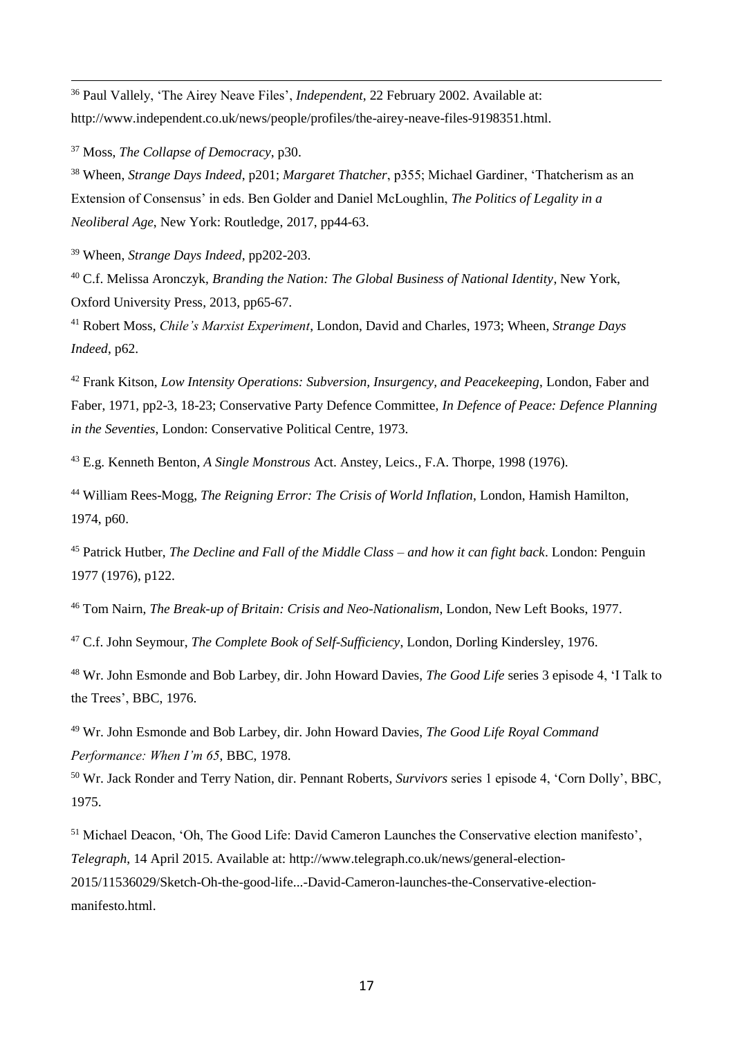[36] Paul Vallely, 'The Airey Neave Files', *Independent*, 22 February 2002. Available at: http://www.independent.co.uk/news/people/profiles/the-airey-neave-files-9198351.html.

[37] Moss, *The Collapse of Democracy*, p30.

[38] Wheen, *Strange Days Indeed*, p201; *Margaret Thatcher*, p355; Michael Gardiner, 'Thatcherism as an Extension of Consensus' in eds. Ben Golder and Daniel McLoughlin, *The Politics of Legality in a Neoliberal Age*, New York: Routledge, 2017, pp44-63.

[39] Wheen, *Strange Days Indeed*, pp202-203.

[40] C.f. Melissa Aronczyk, *Branding the Nation: The Global Business of National Identity*, New York, Oxford University Press, 2013, pp65-67.

[41] Robert Moss, *Chile's Marxist Experiment*, London, David and Charles, 1973; Wheen, *Strange Days Indeed*, p62.

[42] Frank Kitson, *Low Intensity Operations: Subversion, Insurgency, and Peacekeeping*, London, Faber and Faber, 1971, pp2-3, 18-23; Conservative Party Defence Committee, *In Defence of Peace: Defence Planning in the Seventies*, London: Conservative Political Centre, 1973.

[43] E.g. Kenneth Benton, *A Single Monstrous* Act. Anstey, Leics., F.A. Thorpe, 1998 (1976).

[44] William Rees-Mogg, *The Reigning Error: The Crisis of World Inflation*, London, Hamish Hamilton, 1974, p60.

[45] Patrick Hutber, *The Decline and Fall of the Middle Class – and how it can fight back*. London: Penguin 1977 (1976), p122.

[46] Tom Nairn, *The Break-up of Britain: Crisis and Neo-Nationalism*, London, New Left Books, 1977.

[47] C.f. John Seymour, *The Complete Book of Self-Sufficiency*, London, Dorling Kindersley, 1976.

[48] Wr. John Esmonde and Bob Larbey, dir. John Howard Davies, *The Good Life* series 3 episode 4, 'I Talk to the Trees', BBC, 1976.

[49] Wr. John Esmonde and Bob Larbey, dir. John Howard Davies, *The Good Life Royal Command Performance: When I'm 65*, BBC, 1978.

[50] Wr. Jack Ronder and Terry Nation, dir. Pennant Roberts, *Survivors* series 1 episode 4, 'Corn Dolly', BBC, 1975.

[51] Michael Deacon, 'Oh, The Good Life: David Cameron Launches the Conservative election manifesto', *Telegraph*, 14 April 2015. Available at: http://www.telegraph.co.uk/news/general-election-2015/11536029/Sketch-Oh-the-good-life...-David-Cameron-launches-the-Conservative-election-manifesto.html.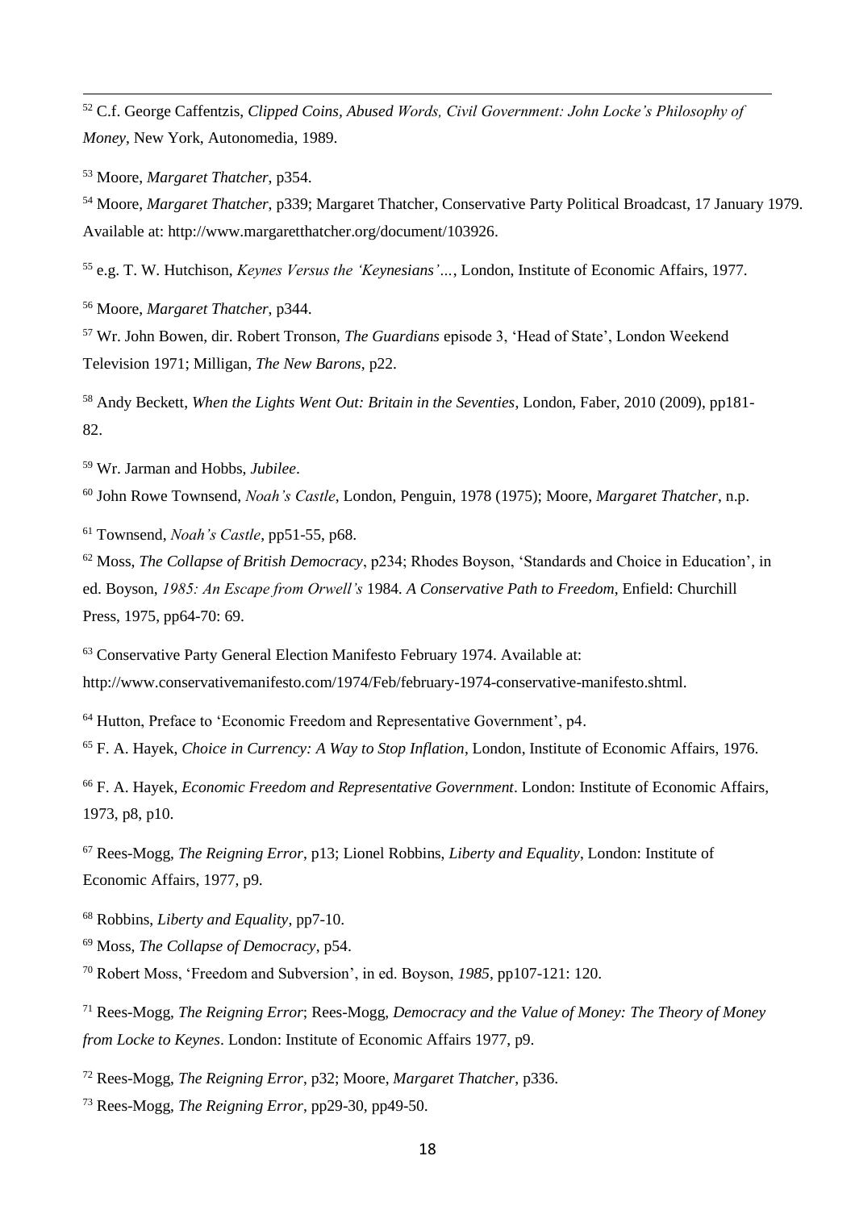[52] C.f. George Caffentzis, *Clipped Coins, Abused Words, Civil Government: John Locke's Philosophy of Money*, New York, Autonomedia, 1989.

[53] Moore, *Margaret Thatcher*, p354.

[54] Moore, *Margaret Thatcher*, p339; Margaret Thatcher, Conservative Party Political Broadcast, 17 January 1979. Available at: http://www.margaretthatcher.org/document/103926.

[55] e.g. T. W. Hutchison, *Keynes Versus the 'Keynesians'…*, London, Institute of Economic Affairs, 1977.

[56] Moore, *Margaret Thatcher*, p344.

[57] Wr. John Bowen, dir. Robert Tronson, *The Guardians* episode 3, 'Head of State', London Weekend Television 1971; Milligan, *The New Barons*, p22.

[58] Andy Beckett, *When the Lights Went Out: Britain in the Seventies*, London, Faber, 2010 (2009), pp181-82.

[59] Wr. Jarman and Hobbs, *Jubilee*.

[60] John Rowe Townsend, *Noah's Castle*, London, Penguin, 1978 (1975); Moore, *Margaret Thatcher*, n.p.

[61] Townsend, *Noah's Castle*, pp51-55, p68.

[62] Moss, *The Collapse of British Democracy*, p234; Rhodes Boyson, 'Standards and Choice in Education', in ed. Boyson, *1985: An Escape from Orwell's* 1984*. A Conservative Path to Freedom*, Enfield: Churchill Press, 1975, pp64-70: 69.

[63] Conservative Party General Election Manifesto February 1974. Available at: http://www.conservativemanifesto.com/1974/Feb/february-1974-conservative-manifesto.shtml.

[64] Hutton, Preface to 'Economic Freedom and Representative Government', p4.

[65] F. A. Hayek, *Choice in Currency: A Way to Stop Inflation*, London, Institute of Economic Affairs, 1976.

[66] F. A. Hayek, *Economic Freedom and Representative Government*. London: Institute of Economic Affairs, 1973, p8, p10.

[67] Rees-Mogg, *The Reigning Error*, p13; Lionel Robbins, *Liberty and Equality*, London: Institute of Economic Affairs, 1977, p9.

[68] Robbins, *Liberty and Equality*, pp7-10.

[69] Moss, *The Collapse of Democracy*, p54.

[70] Robert Moss, 'Freedom and Subversion', in ed. Boyson, *1985*, pp107-121: 120.

[71] Rees-Mogg, *The Reigning Error*; Rees-Mogg, *Democracy and the Value of Money: The Theory of Money from Locke to Keynes*. London: Institute of Economic Affairs 1977, p9.

[72] Rees-Mogg, *The Reigning Error*, p32; Moore, *Margaret Thatcher*, p336.

[73] Rees-Mogg, *The Reigning Error*, pp29-30, pp49-50.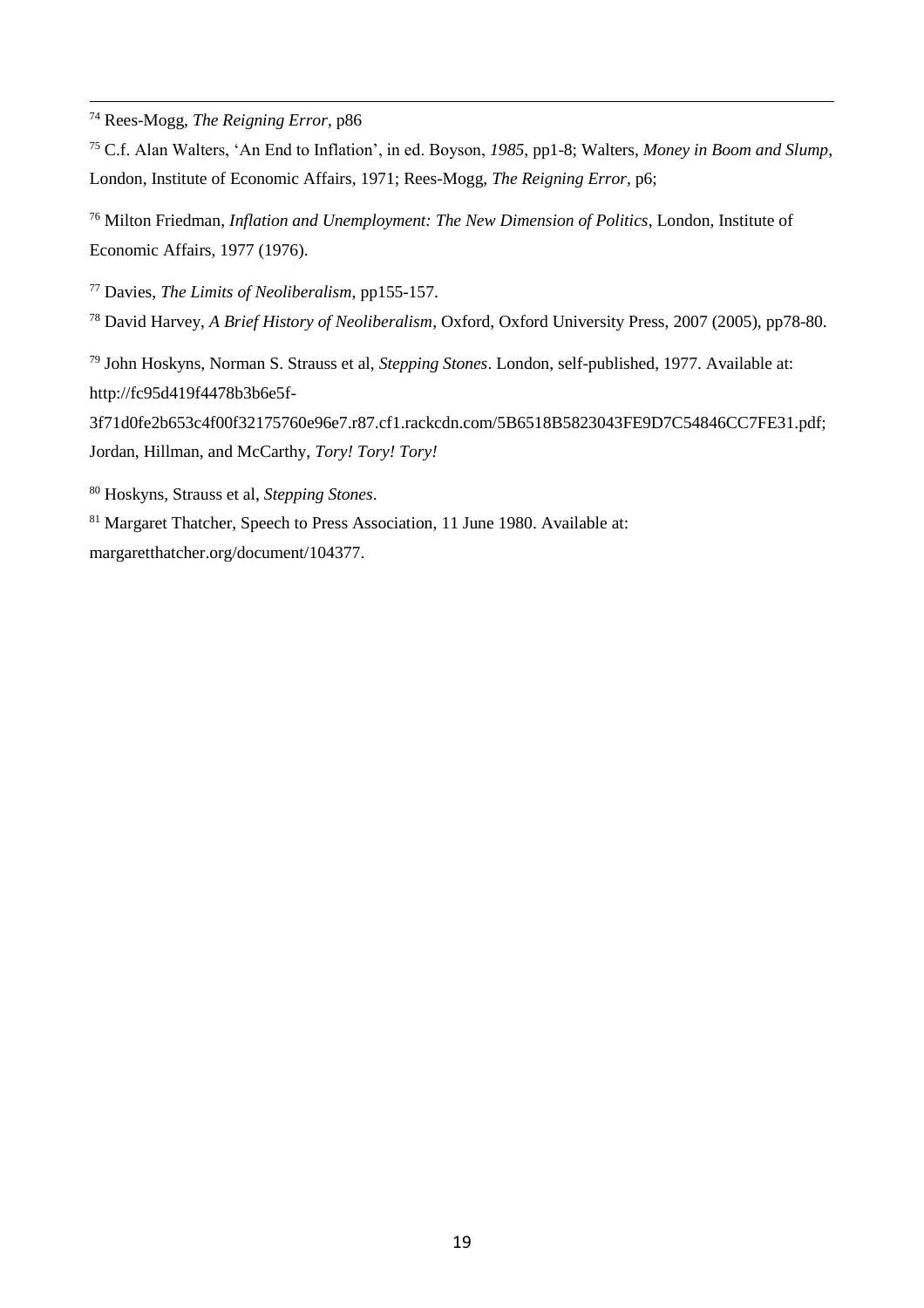[74] Rees-Mogg, *The Reigning Error*, p86

[75] C.f. Alan Walters, 'An End to Inflation', in ed. Boyson, *1985*, pp1-8; Walters, *Money in Boom and Slump*, London, Institute of Economic Affairs, 1971; Rees-Mogg, *The Reigning Error*, p6;

[76] Milton Friedman, *Inflation and Unemployment: The New Dimension of Politics*, London, Institute of Economic Affairs, 1977 (1976).

[77] Davies, *The Limits of Neoliberalism*, pp155-157.

[78] David Harvey, *A Brief History of Neoliberalism*, Oxford, Oxford University Press, 2007 (2005), pp78-80.

[79] John Hoskyns, Norman S. Strauss et al, *Stepping Stones*. London, self-published, 1977. Available at: http://fc95d419f4478b3b6e5f-3f71d0fe2b653c4f00f32175760e96e7.r87.cf1.rackcdn.com/5B6518B5823043FE9D7C54846CC7FE31.pdf; Jordan, Hillman, and McCarthy, *Tory! Tory! Tory!*

[80] Hoskyns, Strauss et al, *Stepping Stones*.

[81] Margaret Thatcher, Speech to Press Association, 11 June 1980. Available at: margaretthatcher.org/document/104377.